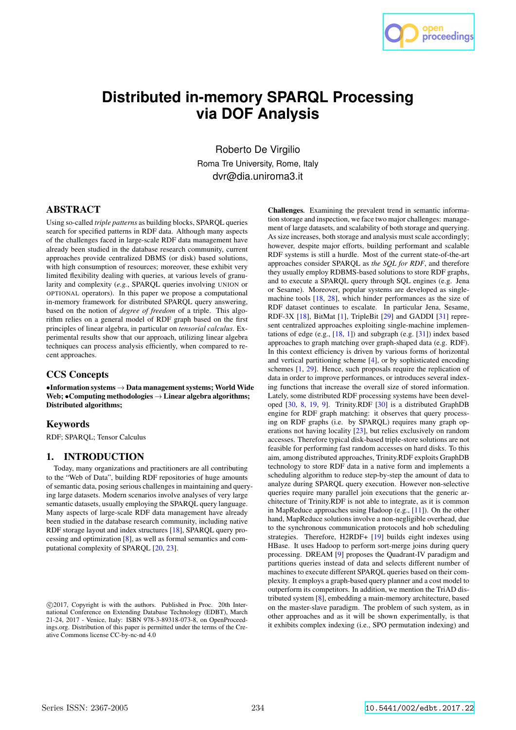# Distributed in-memory SPARQL Processing via DOF Analysis

Roberto De Virgilio
Roma Tre University, Rome, Italy
dvr@dia.uniroma3.it

## ABSTRACT

Using so-called *triple patterns* as building blocks, SPARQL queries search for specified patterns in RDF data. Although many aspects of the challenges faced in large-scale RDF data management have already been studied in the database research community, current approaches provide centralized DBMS (or disk) based solutions, with high consumption of resources; moreover, these exhibit very limited flexibility dealing with queries, at various levels of granularity and complexity (*e.g.*, SPARQL queries involving UNION or OPTIONAL operators). In this paper we propose a computational in-memory framework for distributed SPARQL query answering, based on the notion of *degree of freedom* of a triple. This algorithm relies on a general model of RDF graph based on the first principles of linear algebra, in particular on *tensorial calculus*. Experimental results show that our approach, utilizing linear algebra techniques can process analysis efficiently, when compared to recent approaches.

## CCS Concepts

**•Information systems → Data management systems; World Wide Web; •Computing methodologies → Linear algebra algorithms; Distributed algorithms;**

## Keywords

RDF; SPARQL; Tensor Calculus

## 1. INTRODUCTION

Today, many organizations and practitioners are all contributing to the "Web of Data", building RDF repositories of huge amounts of semantic data, posing serious challenges in maintaining and querying large datasets. Modern scenarios involve analyses of very large semantic datasets, usually employing the SPARQL query language. Many aspects of large-scale RDF data management have already been studied in the database research community, including native RDF storage layout and index structures [18], SPARQL query processing and optimization [8], as well as formal semantics and computational complexity of SPARQL [20, 23].

**Challenges.** Examining the prevalent trend in semantic information storage and inspection, we face two major challenges: management of large datasets, and scalability of both storage and querying. As size increases, both storage and analysis must scale accordingly; however, despite major efforts, building performant and scalable RDF systems is still a hurdle. Most of the current state-of-the-art approaches consider SPARQL as *the SQL for RDF*, and therefore they usually employ RDBMS-based solutions to store RDF graphs, and to execute a SPARQL query through SQL engines (e.g. Jena or Sesame). Moreover, popular systems are developed as single-machine tools [18, 28], which hinder performances as the size of RDF dataset continues to escalate. In particular Jena, Sesame, RDF-3X [18], BitMat [1], TripleBit [29] and GADDI [31] represent centralized approaches exploiting single-machine implementations of edge (e.g., [18, 1]) and subgraph (e.g. [31]) index based approaches to graph matching over graph-shaped data (e.g. RDF). In this context efficiency is driven by various forms of horizontal and vertical partitioning scheme [4], or by sophisticated encoding schemes [1, 29]. Hence, such proposals require the replication of data in order to improve performances, or introduces several indexing functions that increase the overall size of stored information. Lately, some distributed RDF processing systems have been developed [30, 8, 19, 9]. Trinity.RDF [30] is a distributed GraphDB engine for RDF graph matching: it observes that query processing on RDF graphs (i.e. by SPARQL) requires many graph operations not having locality [23], but relies exclusively on random accesses. Therefore typical disk-based triple-store solutions are not feasible for performing fast random accesses on hard disks. To this aim, among distributed approaches, Trinity.RDF exploits GraphDB technology to store RDF data in a native form and implements a scheduling algorithm to reduce step-by-step the amount of data to analyze during SPARQL query execution. However non-selective queries require many parallel join executions that the generic architecture of Trinity.RDF is not able to integrate, as it is common in MapReduce approaches using Hadoop (e.g., [11]). On the other hand, MapReduce solutions involve a non-negligible overhead, due to the synchronous communication protocols and hob scheduling strategies. Therefore, H2RDF+ [19] builds eight indexes using HBase. It uses Hadoop to perform sort-merge joins during query processing. DREAM [9] proposes the Quadrant-IV paradigm and partitions queries instead of data and selects different number of machines to execute different SPARQL queries based on their complexity. It employs a graph-based query planner and a cost model to outperform its competitors. In addition, we mention the TriAD distributed system [8], embedding a main-memory architecture, based on the master-slave paradigm. The problem of such system, as in other approaches and as it will be shown experimentally, is that it exhibits complex indexing (i.e., SPO permutation indexing) and

©2017, Copyright is with the authors. Published in Proc. 20th International Conference on Extending Database Technology (EDBT), March 21-24, 2017 - Venice, Italy: ISBN 978-3-89318-073-8, on OpenProceedings.org. Distribution of this paper is permitted under the terms of the Creative Commons license CC-by-nc-nd 4.0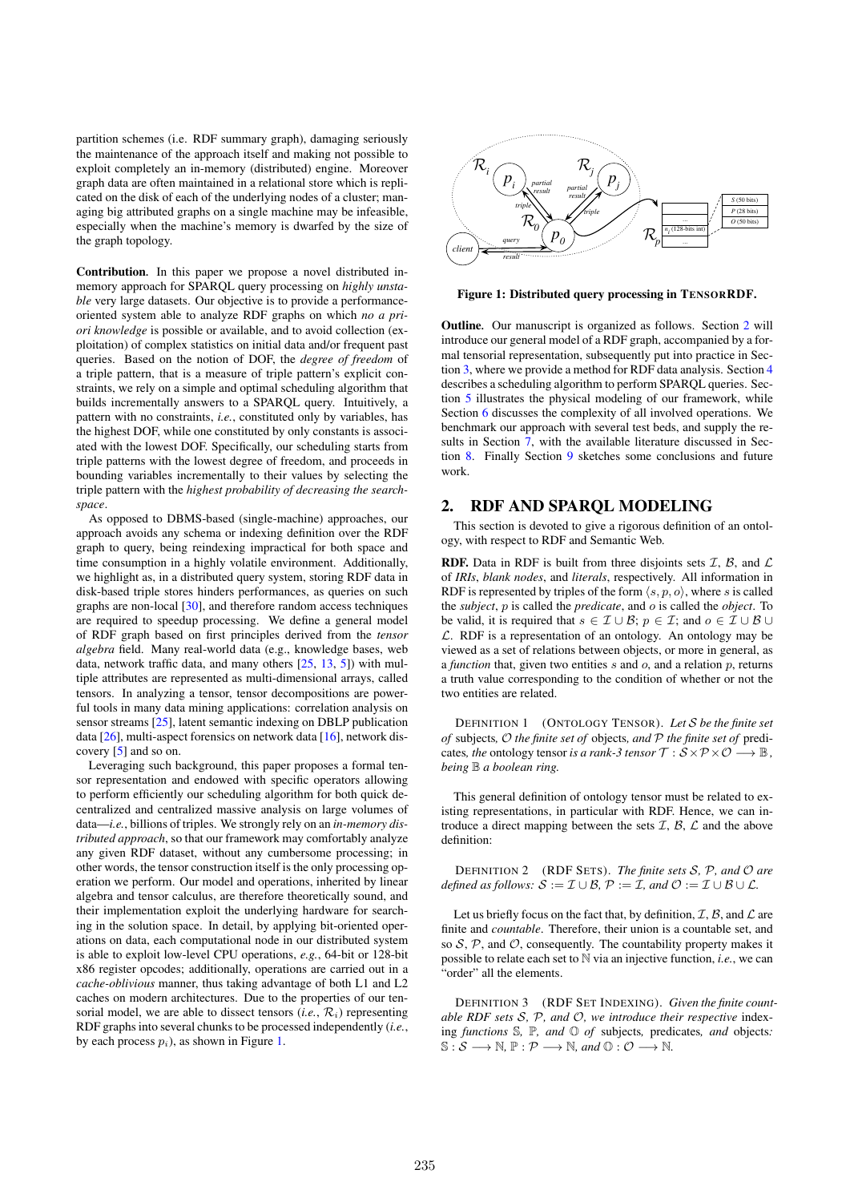partition schemes (i.e. RDF summary graph), damaging seriously the maintenance of the approach itself and making not possible to exploit completely an in-memory (distributed) engine. Moreover graph data are often maintained in a relational store which is replicated on the disk of each of the underlying nodes of a cluster; managing big attributed graphs on a single machine may be infeasible, especially when the machine's memory is dwarfed by the size of the graph topology.

**Contribution.** In this paper we propose a novel distributed in-memory approach for SPARQL query processing on *highly unstable* very large datasets. Our objective is to provide a performance-oriented system able to analyze RDF graphs on which *no a priori knowledge* is possible or available, and to avoid collection (exploitation) of complex statistics on initial data and/or frequent past queries. Based on the notion of DOF, the *degree of freedom* of a triple pattern, that is a measure of triple pattern's explicit constraints, we rely on a simple and optimal scheduling algorithm that builds incrementally answers to a SPARQL query. Intuitively, a pattern with no constraints, *i.e.*, constituted only by variables, has the highest DOF, while one constituted by only constants is associated with the lowest DOF. Specifically, our scheduling starts from triple patterns with the lowest degree of freedom, and proceeds in bounding variables incrementally to their values by selecting the triple pattern with the *highest probability of decreasing the search-space*.

As opposed to DBMS-based (single-machine) approaches, our approach avoids any schema or indexing definition over the RDF graph to query, being reindexing impractical for both space and time consumption in a highly volatile environment. Additionally, we highlight as, in a distributed query system, storing RDF data in disk-based triple stores hinders performances, as queries on such graphs are non-local [30], and therefore random access techniques are required to speedup processing. We define a general model of RDF graph based on first principles derived from the *tensor algebra* field. Many real-world data (e.g., knowledge bases, web data, network traffic data, and many others [25, 13, 5]) with multiple attributes are represented as multi-dimensional arrays, called tensors. In analyzing a tensor, tensor decompositions are powerful tools in many data mining applications: correlation analysis on sensor streams [25], latent semantic indexing on DBLP publication data [26], multi-aspect forensics on network data [16], network discovery [5] and so on.

Leveraging such background, this paper proposes a formal tensor representation and endowed with specific operators allowing to perform efficiently our scheduling algorithm for both quick decentralized and centralized massive analysis on large volumes of data—*i.e.*, billions of triples. We strongly rely on an *in-memory distributed approach*, so that our framework may comfortably analyze any given RDF dataset, without any cumbersome processing; in other words, the tensor construction itself is the only processing operation we perform. Our model and operations, inherited by linear algebra and tensor calculus, are therefore theoretically sound, and their implementation exploit the underlying hardware for searching in the solution space. In detail, by applying bit-oriented operations on data, each computational node in our distributed system is able to exploit low-level CPU operations, *e.g.*, 64-bit or 128-bit x86 register opcodes; additionally, operations are carried out in a *cache-oblivious* manner, thus taking advantage of both L1 and L2 caches on modern architectures. Due to the properties of our tensorial model, we are able to dissect tensors (*i.e.*, $\mathcal{R}_i$) representing RDF graphs into several chunks to be processed independently (*i.e.*, by each process $p_i$), as shown in Figure 1.

**Figure 1: Distributed query processing in TensorRDF.**

**Outline.** Our manuscript is organized as follows. Section 2 will introduce our general model of a RDF graph, accompanied by a formal tensorial representation, subsequently put into practice in Section 3, where we provide a method for RDF data analysis. Section 4 describes a scheduling algorithm to perform SPARQL queries. Section 5 illustrates the physical modeling of our framework, while Section 6 discusses the complexity of all involved operations. We benchmark our approach with several test beds, and supply the results in Section 7, with the available literature discussed in Section 8. Finally Section 9 sketches some conclusions and future work.

## 2. RDF AND SPARQL MODELING

This section is devoted to give a rigorous definition of an ontology, with respect to RDF and Semantic Web.

**RDF.** Data in RDF is built from three disjoints sets $\mathcal{I}$, $\mathcal{B}$, and $\mathcal{L}$ of *IRIs*, *blank nodes*, and *literals*, respectively. All information in RDF is represented by triples of the form $\langle s, p, o \rangle$, where $s$ is called the *subject*, $p$ is called the *predicate*, and $o$ is called the *object*. To be valid, it is required that $s \in \mathcal{I} \cup \mathcal{B}$; $p \in \mathcal{I}$; and $o \in \mathcal{I} \cup \mathcal{B} \cup \mathcal{L}$. RDF is a representation of an ontology. An ontology may be viewed as a set of relations between objects, or more in general, as a *function* that, given two entities $s$ and $o$, and a relation $p$, returns a truth value corresponding to the condition of whether or not the two entities are related.

Definition 1 (Ontology Tensor). *Let $\mathcal{S}$ be the finite set of* subjects*, $\mathcal{O}$ the finite set of* objects*, and $\mathcal{P}$ the finite set of* predicates*, the* ontology tensor *is a rank-3 tensor $\mathcal{T} : \mathcal{S} \times \mathcal{P} \times \mathcal{O} \longrightarrow \mathbb{B}$, being $\mathbb{B}$ a boolean ring.*

This general definition of ontology tensor must be related to existing representations, in particular with RDF. Hence, we can introduce a direct mapping between the sets $\mathcal{I}$, $\mathcal{B}$, $\mathcal{L}$ and the above definition:

Definition 2 (RDF Sets). *The finite sets $\mathcal{S}$, $\mathcal{P}$, and $\mathcal{O}$ are defined as follows: $\mathcal{S} := \mathcal{I} \cup \mathcal{B}$, $\mathcal{P} := \mathcal{I}$, and $\mathcal{O} := \mathcal{I} \cup \mathcal{B} \cup \mathcal{L}$.*

Let us briefly focus on the fact that, by definition, $\mathcal{I}$, $\mathcal{B}$, and $\mathcal{L}$ are finite and *countable*. Therefore, their union is a countable set, and so $\mathcal{S}$, $\mathcal{P}$, and $\mathcal{O}$, consequently. The countability property makes it possible to relate each set to $\mathbb{N}$ via an injective function, *i.e.*, we can "order" all the elements.

Definition 3 (RDF Set Indexing). *Given the finite countable RDF sets $\mathcal{S}$, $\mathcal{P}$, and $\mathcal{O}$, we introduce their respective* indexing *functions $\mathbb{S}$, $\mathbb{P}$, and $\mathbb{O}$ of* subjects*,* predicates*, and* objects*: $\mathbb{S} : \mathcal{S} \longrightarrow \mathbb{N}$, $\mathbb{P} : \mathcal{P} \longrightarrow \mathbb{N}$, and $\mathbb{O} : \mathcal{O} \longrightarrow \mathbb{N}$.*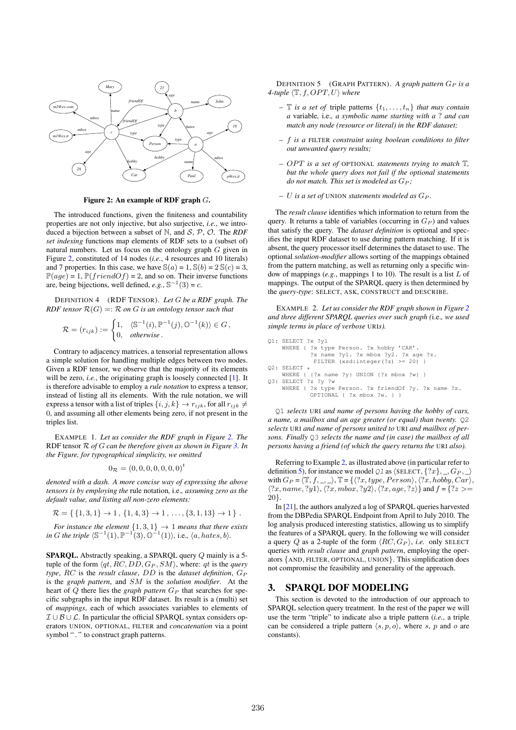Figure 2: An example of RDF graph $G$.

The introduced functions, given the finiteness and countability properties are not only injective, but also surjective, *i.e.*, we introduced a bijection between a subset of $\mathbb{N}$, and $\mathcal{S}$, $\mathcal{P}$, $\mathcal{O}$. The *RDF set indexing* functions map elements of RDF sets to a (subset of) natural numbers. Let us focus on the ontology graph $G$ given in Figure 2, constituted of 14 nodes (*i.e.*, 4 resources and 10 literals) and 7 properties. In this case, we have $\mathbb{S}(a) = 1$, $\mathbb{S}(b) = 2$ $\mathbb{S}(c) = 3$, $\mathbb{P}(age) = 1$, $\mathbb{P}(friendOf) = 2$, and so on. Their inverse functions are, being bijections, well defined, *e.g.*, $\mathbb{S}^{-1}(3) = c$.

DEFINITION 4 (RDF TENSOR). *Let $G$ be a RDF graph. The RDF tensor $\mathcal{R}(G) =: \mathcal{R}$ on $G$ is an ontology tensor such that*

$$\mathcal{R} = (r_{ijk}) := \begin{cases} 1, & \langle \mathbb{S}^{-1}(i), \mathbb{P}^{-1}(j), \mathbb{O}^{-1}(k)\rangle \in G\,, \\ 0, & \textit{otherwise}\,. \end{cases}$$

Contrary to adjacency matrices, a tensorial representation allows a simple solution for handling multiple edges between two nodes. Given a RDF tensor, we observe that the majority of its elements will be zero, *i.e.*, the originating graph is loosely connected [1]. It is therefore advisable to employ a *rule notation* to express a tensor, instead of listing all its elements. With the rule notation, we will express a tensor with a list of triples $\{i, j, k\} \to r_{ijk}$, for all $r_{ijk} \neq 0$, and assuming all other elements being zero, if not present in the triples list.

EXAMPLE 1. *Let us consider the RDF graph in Figure 2. The* RDF tensor $\mathcal{R}$ *of $G$ can be therefore given as shown in Figure 3. In the Figure, for typographical simplicity, we omitted*

$$0_{\mathcal{R}} = (0, 0, 0, 0, 0, 0, 0)^t$$

*denoted with a dash. A more concise way of expressing the above tensors is by employing the* rule notation, i.e.*, assuming zero as the default value, and listing all non-zero elements:*

$$\mathcal{R} = \{\,\{1, 3, 1\} \to 1\,,\ \{1, 4, 3\} \to 1\,,\ \ldots, \{3, 1, 13\} \to 1\,\}\,.$$

*For instance the element $\{1, 3, 1\} \to 1$ means that there exists in $G$ the triple $\langle \mathbb{S}^{-1}(1), \mathbb{P}^{-1}(3), \mathbb{O}^{-1}(1)\rangle$,* i.e.*, $\langle a, hates, b\rangle$.*

**SPARQL.** Abstractly speaking, a SPARQL query $Q$ mainly is a 5-tuple of the form $\langle qt, RC, DD, G_P, SM\rangle$, where: $qt$ is the *query type*, $RC$ is the *result clause*, $DD$ is the *dataset definition*, $G_P$ is the *graph pattern*, and $SM$ is the *solution modifier*. At the heart of $Q$ there lies the *graph pattern* $G_P$ that searches for specific subgraphs in the input RDF dataset. Its result is a (multi) set of *mappings*, each of which associates variables to elements of $\mathcal{I} \cup \mathcal{B} \cup \mathcal{L}$. In particular the official SPARQL syntax considers operators UNION, OPTIONAL, FILTER and *concatenation* via a point symbol " . " to construct graph patterns.

DEFINITION 5 (GRAPH PATTERN). *A graph pattern $G_P$ is a 4-tuple $\langle \mathbb{T}, f, OPT, U\rangle$ where*

- *$\mathbb{T}$ is a set of* triple patterns *$\{t_1, \ldots, t_n\}$ that may contain a* variable*,* i.e.*, a symbolic name starting with a ? and can match any node (resource or literal) in the RDF dataset;*
- *$f$ is a* FILTER *constraint using boolean conditions to filter out unwanted query results;*
- *$OPT$ is a set of* OPTIONAL *statements trying to match $\mathbb{T}$, but the whole query does not fail if the optional statements do not match. This set is modeled as $G_P$;*
- *$U$ is a set of* UNION *statements modeled as $G_P$.*

The *result clause* identifies which information to return from the query. It returns a table of variables (occurring in $G_P$) and values that satisfy the query. The *dataset definition* is optional and specifies the input RDF dataset to use during pattern matching. If it is absent, the query processor itself determines the dataset to use. The optional *solution-modifier* allows sorting of the mappings obtained from the pattern matching, as well as returning only a specific window of mappings (*e.g.*, mappings 1 to 10). The result is a list $L$ of mappings. The output of the SPARQL query is then determined by the *query-type*: SELECT, ASK, CONSTRUCT and DESCRIBE.

EXAMPLE 2. *Let us consider the RDF graph shown in Figure 2 and three different SPARQL queries over such graph (*i.e.*, we used simple terms in place of verbose* URI*s).*

```
Q1: SELECT ?x ?y1
    WHERE { ?x type Person. ?x hobby 'CAR'.
            ?x name ?y1. ?x mbox ?y2. ?x age ?z.
             FILTER (xsd:integer(?z) >= 20) }
Q2: SELECT *
    WHERE { {?x name ?y} UNION {?z mbox ?w} }
Q3: SELECT ?z ?y ?w
    WHERE { ?x type Person. ?x friendOf ?y. ?x name ?z.
            OPTIONAL { ?x mbox ?w. } }
```

Q1 *selects* URI *and name of persons having the hobby of cars, a name, a mailbox and an age greater (or equal) than twenty.* Q2 *selects* URI *and name of persons united to* URI *and mailbox of persons. Finally* Q3 *selects the name and (in case) the mailbox of all persons having a friend (of which the query returns the* URI *also).*

Referring to Example 2, as illustrated above (in particular refer to definition 5), for instance we model *Q1* as $\langle$SELECT, $\{?x\}$, \_, $G_P$, \_$\rangle$ with $G_P = \langle \mathbb{T}, f, \_, \_\rangle$, $\mathbb{T} = \{\langle ?x, type, Person\rangle, \langle ?x, hobby, Car\rangle, \langle ?x, name, ?y1\rangle, \langle ?x, mbox, ?y2\rangle, \langle ?x, age, ?z\rangle\}$ and $f = \{?z >= 20\}$.

In [21], the authors analyzed a log of SPARQL queries harvested from the DBPedia SPARQL Endpoint from April to July 2010. The log analysis produced interesting statistics, allowing us to simplify the features of a SPARQL query. In the following we will consider a query $Q$ as a 2-tuple of the form $\langle RC, G_P\rangle$, *i.e.* only SELECT queries with *result clause* and *graph pattern*, employing the operators {AND, FILTER, OPTIONAL, UNION}. This simplification does not compromise the feasibility and generality of the approach.

## 3. SPARQL DOF MODELING

This section is devoted to the introduction of our approach to SPARQL selection query treatment. In the rest of the paper we will use the term "triple" to indicate also a triple pattern (*i.e.*, a triple can be considered a triple pattern $\langle s, p, o\rangle$, where $s$, $p$ and $o$ are constants).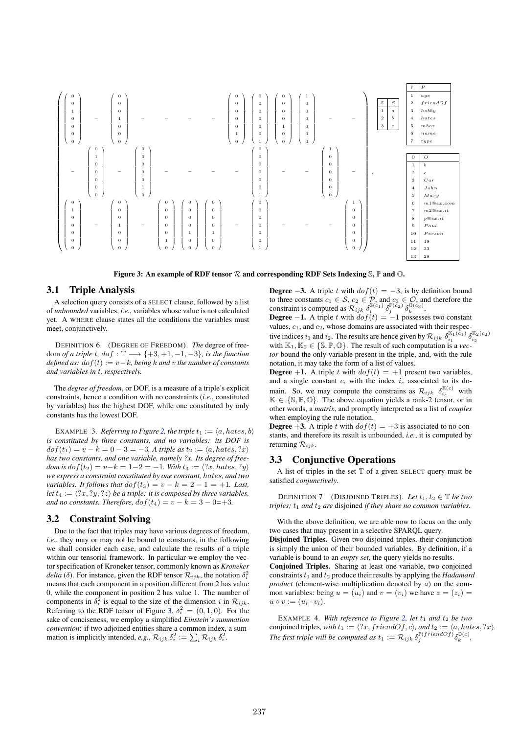$$
\left(\begin{array}{ccccccccccccc}
\begin{pmatrix}0\\0\\1\\0\\0\\0\\0\end{pmatrix} & - & \begin{pmatrix}0\\0\\0\\1\\0\\0\\0\end{pmatrix} & - & - & - & - & \begin{pmatrix}0\\0\\0\\0\\0\\1\\0\end{pmatrix} & \begin{pmatrix}0\\0\\0\\0\\0\\0\\1\end{pmatrix} & \begin{pmatrix}0\\0\\0\\0\\1\\0\\0\end{pmatrix} & \begin{pmatrix}1\\0\\0\\0\\0\\0\\0\end{pmatrix} & - & - \\
- & \begin{pmatrix}0\\1\\0\\0\\0\\0\\0\end{pmatrix} & - & \begin{pmatrix}0\\0\\0\\0\\0\\1\\0\end{pmatrix} & - & - & - & - & \begin{pmatrix}0\\0\\0\\0\\0\\0\\1\end{pmatrix} & - & - & \begin{pmatrix}1\\0\\0\\0\\0\\0\\0\end{pmatrix} & - \\
\begin{pmatrix}0\\1\\0\\0\\0\\0\\0\end{pmatrix} & - & \begin{pmatrix}0\\0\\0\\1\\0\\0\\0\end{pmatrix} & - & \begin{pmatrix}0\\0\\0\\0\\0\\1\\0\end{pmatrix} & \begin{pmatrix}0\\0\\0\\0\\1\\0\\0\end{pmatrix} & \begin{pmatrix}0\\0\\0\\0\\1\\0\\0\end{pmatrix} & - & \begin{pmatrix}0\\0\\0\\0\\0\\0\\1\end{pmatrix} & - & - & - & \begin{pmatrix}1\\0\\0\\0\\0\\0\\0\end{pmatrix}
\end{array}\right)
$$

| $\mathbb{S}$ | $S$ |
| --- | --- |
| 1 | $a$ |
| 2 | $b$ |
| 3 | $c$ |

| $\mathbb{P}$ | $P$ |
| --- | --- |
| 1 | $age$ |
| 2 | $friendOf$ |
| 3 | $hobby$ |
| 4 | $hates$ |
| 5 | $mbox$ |
| 6 | $name$ |
| 7 | $type$ |

| $\mathbb{O}$ | $O$ |
| --- | --- |
| 1 | $b$ |
| 2 | $c$ |
| 3 | $Car$ |
| 4 | $John$ |
| 5 | $Mary$ |
| 6 | $m1@ex.com$ |
| 7 | $m2@ex.it$ |
| 8 | $p@ex.it$ |
| 9 | $Paul$ |
| 10 | $Person$ |
| 11 | $18$ |
| 12 | $23$ |
| 13 | $28$ |

**Figure 3: An example of RDF tensor $\mathcal{R}$ and corresponding RDF Sets Indexing $\mathbb{S}$, $\mathbb{P}$ and $\mathbb{O}$.**

## 3.1 Triple Analysis

A selection query consists of a SELECT clause, followed by a list of *unbounded* variables, *i.e.*, variables whose value is not calculated yet. A WHERE clause states all the conditions the variables must meet, conjunctively.

DEFINITION 6 (DEGREE OF FREEDOM). *The* degree of freedom *of a triple t, $dof : \mathbb{T} \longrightarrow \{+3, +1, -1, -3\}$, is the function defined as: $dof(t) := v - k$, being $k$ and $v$ the number of constants and variables in t, respectively.*

The *degree of freedom*, or DOF, is a measure of a triple's explicit constraints, hence a condition with no constraints (*i.e.*, constituted by variables) has the highest DOF, while one constituted by only constants has the lowest DOF.

EXAMPLE 3. *Referring to Figure 2, the triple $t_1 := \langle a, hates, b\rangle$ is constituted by three constants, and no variables: its DOF is $dof(t_1) = v - k = 0 - 3 = -3$. A triple as $t_2 := \langle a, hates, ?x\rangle$ has two constants, and one variable, namely ?x. Its degree of freedom is $dof(t_2) = v - k = 1 - 2 = -1$. With $t_3 := \langle ?x, hates, ?y\rangle$ we express a constraint constituted by one constant, hates, and two variables. It follows that $dof(t_3) = v - k = 2 - 1 = +1$. Last, let $t_4 := \langle ?x, ?y, ?z\rangle$ be a triple: it is composed by three variables, and no constants. Therefore, $dof(t_4) = v - k = 3 - 0$=+3.*

## 3.2 Constraint Solving

Due to the fact that triples may have various degrees of freedom, *i.e.*, they may or may not be bound to constants, in the following we shall consider each case, and calculate the results of a triple within our tensorial framework. In particular we employ the vector specification of Kroneker tensor, commonly known as *Kroneker delta* ($\delta$). For instance, given the RDF tensor $\mathcal{R}_{ijk}$, the notation $\delta_i^2$ means that each component in a position different from 2 has value 0, while the component in position 2 has value 1. The number of components in $\delta_i^2$ is equal to the size of the dimension $i$ in $\mathcal{R}_{ijk}$. Referring to the RDF tensor of Figure 3, $\delta_i^2 = (0, 1, 0)$. For the sake of conciseness, we employ a simplified *Einstein's summation convention*: if two adjoined entities share a common index, a summation is implicitly intended, *e.g.*, $\mathcal{R}_{ijk}\,\delta_i^2 := \sum_i \mathcal{R}_{ijk}\,\delta_i^2$.

**Degree −3.** A triple $t$ with $dof(t) = -3$, is by definition bound to three constants $c_1 \in \mathcal{S}$, $c_2 \in \mathcal{P}$, and $c_3 \in \mathcal{O}$, and therefore the constraint is computed as $\mathcal{R}_{ijk}\,\delta_i^{\mathbb{S}(c_1)}\,\delta_j^{\mathbb{P}(c_2)}\,\delta_k^{\mathbb{O}(c_3)}$.

**Degree −1.** A triple $t$ with $dof(t) = -1$ possesses two constant values, $c_1$, and $c_2$, whose domains are associated with their respective indices $i_1$ and $i_2$. The results are hence given by $\mathcal{R}_{ijk}\,\delta_{i_1}^{\mathbb{K}_1(c_1)}\,\delta_{i_2}^{\mathbb{K}_2(c_2)}$ with $\mathbb{K}_1, \mathbb{K}_2 \in \{\mathbb{S}, \mathbb{P}, \mathbb{O}\}$. The result of such computation is a *vector* bound the only variable present in the triple, and, with the rule notation, it may take the form of a list of values.

**Degree +1.** A triple $t$ with $dof(t) = +1$ present two variables, and a single constant $c$, with the index $i_c$ associated to its domain. So, we may compute the constrains as $\mathcal{R}_{ijk}\,\delta_{i_c}^{\mathbb{K}(c)}$ with $\mathbb{K} \in \{\mathbb{S}, \mathbb{P}, \mathbb{O}\}$. The above equation yields a rank-2 tensor, or in other words, a *matrix*, and promptly interpreted as a list of *couples* when employing the rule notation.

**Degree +3.** A triple $t$ with $dof(t) = +3$ is associated to no constants, and therefore its result is unbounded, *i.e.*, it is computed by returning $\mathcal{R}_{ijk}$.

## 3.3 Conjunctive Operations

A list of triples in the set $\mathbb{T}$ of a given SELECT query must be satisfied *conjunctively*.

DEFINITION 7 (DISJOINED TRIPLES). *Let $t_1, t_2 \in \mathbb{T}$ be two triples; $t_1$ and $t_2$ are* disjoined *if they share no common variables.*

With the above definition, we are able now to focus on the only two cases that may present in a selective SPARQL query.

**Disjoined Triples.** Given two disjoined triples, their conjunction is simply the union of their bounded variables. By definition, if a variable is bound to an *empty set*, the query yields no results.

**Conjoined Triples.** Sharing at least one variable, two conjoined constraints $t_1$ and $t_2$ produce their results by applying the *Hadamard product* (element-wise multiplication denoted by $\circ$) on the common variables: being $u = (u_i)$ and $v = (v_i)$ we have $z = (z_i) = u \circ v := (u_i \cdot v_i)$.

EXAMPLE 4. *With reference to Figure 2, let $t_1$ and $t_2$ be two conjoined triples, with $t_1 := \langle ?x, friendOf, c\rangle$, and $t_2 := \langle a, hates, ?x\rangle$. The first triple will be computed as $t_1 := \mathcal{R}_{ijk}\,\delta_j^{\mathbb{P}(friendOf)}\,\delta_k^{\mathbb{O}(c)}$,*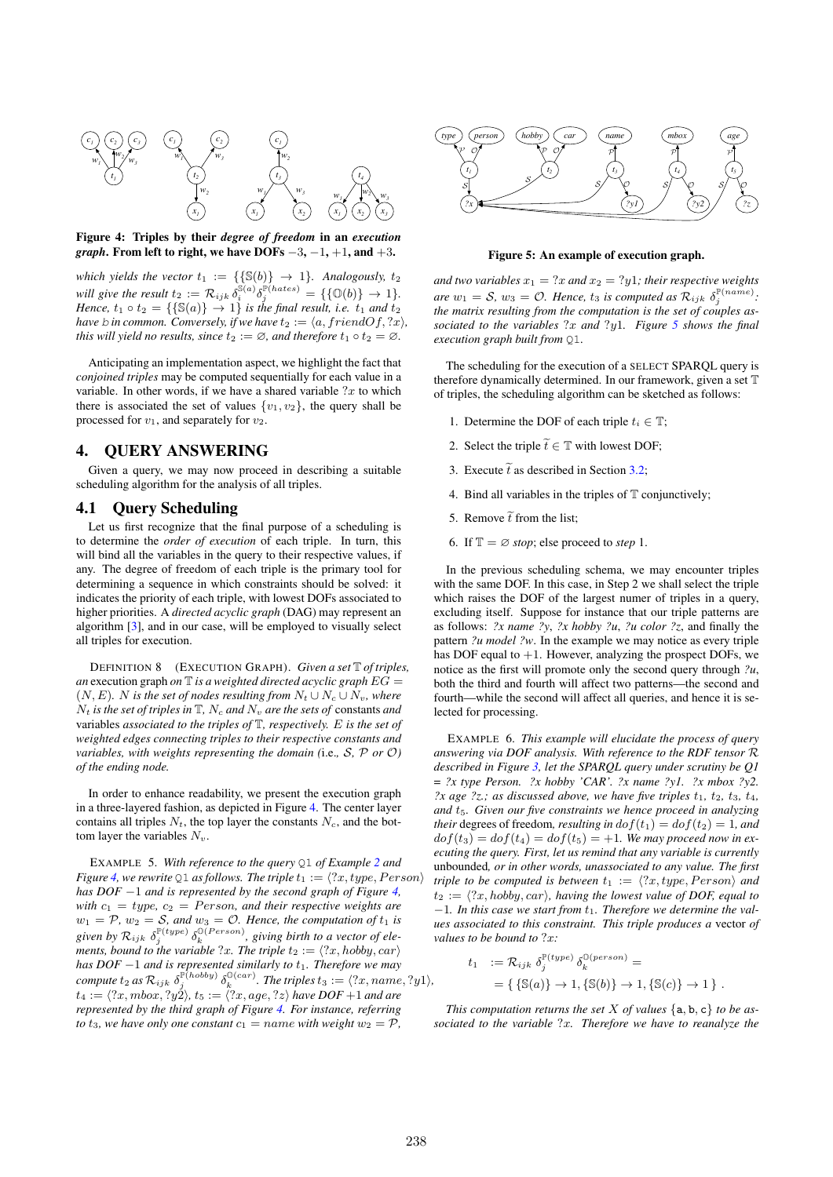Figure 4: Triples by their *degree of freedom* in an *execution graph*. From left to right, we have DOFs $-3$, $-1$, $+1$, and $+3$.

*which yields the vector* $t_1 := \{\{\mathbb{S}(b)\} \to 1\}$. *Analogously,* $t_2$ *will give the result* $t_2 := \mathcal{R}_{ijk}\, \delta_i^{\mathbb{S}(a)} \delta_j^{\mathbb{P}(hates)} = \{\{\mathbb{O}(b)\} \to 1\}$. *Hence,* $t_1 \circ t_2 = \{\{\mathbb{S}(a)\} \to 1\}$ *is the final result, i.e.* $t_1$ *and* $t_2$ *have* b *in common. Conversely, if we have* $t_2 := \langle a, friendOf, ?x\rangle$, *this will yield no results, since* $t_2 := \varnothing$, *and therefore* $t_1 \circ t_2 = \varnothing$.

Anticipating an implementation aspect, we highlight the fact that *conjoined triples* may be computed sequentially for each value in a variable. In other words, if we have a shared variable $?x$ to which there is associated the set of values $\{v_1, v_2\}$, the query shall be processed for $v_1$, and separately for $v_2$.

# 4. QUERY ANSWERING

Given a query, we may now proceed in describing a suitable scheduling algorithm for the analysis of all triples.

## 4.1 Query Scheduling

Let us first recognize that the final purpose of a scheduling is to determine the *order of execution* of each triple. In turn, this will bind all the variables in the query to their respective values, if any. The degree of freedom of each triple is the primary tool for determining a sequence in which constraints should be solved: it indicates the priority of each triple, with lowest DOFs associated to higher priorities. A *directed acyclic graph* (DAG) may represent an algorithm [3], and in our case, will be employed to visually select all triples for execution.

DEFINITION 8 (EXECUTION GRAPH). *Given a set* $\mathbb{T}$ *of triples, an* execution graph *on* $\mathbb{T}$ *is a weighted directed acyclic graph* $EG = (N, E)$. $N$ *is the set of nodes resulting from* $N_t \cup N_c \cup N_v$, *where* $N_t$ *is the set of triples in* $\mathbb{T}$, $N_c$ *and* $N_v$ *are the sets of* constants *and* variables *associated to the triples of* $\mathbb{T}$, *respectively.* $E$ *is the set of weighted edges connecting triples to their respective constants and variables, with weights representing the domain (*i.e., $\mathcal{S}$, $\mathcal{P}$ *or* $\mathcal{O}$*) of the ending node.*

In order to enhance readability, we present the execution graph in a three-layered fashion, as depicted in Figure 4. The center layer contains all triples $N_t$, the top layer the constants $N_c$, and the bottom layer the variables $N_v$.

EXAMPLE 5. *With reference to the query* Q1 *of Example 2 and Figure 4, we rewrite* Q1 *as follows. The triple* $t_1 := \langle ?x, type, Person\rangle$ *has DOF* $-1$ *and is represented by the second graph of Figure 4, with* $c_1 = type$, $c_2 = Person$, *and their respective weights are* $w_1 = \mathcal{P}$, $w_2 = \mathcal{S}$, *and* $w_3 = \mathcal{O}$. *Hence, the computation of* $t_1$ *is given by* $\mathcal{R}_{ijk}\, \delta_j^{\mathbb{P}(type)} \delta_k^{\mathbb{O}(Person)}$, *giving birth to a vector of elements, bound to the variable* $?x$. *The triple* $t_2 := \langle ?x, hobby, car\rangle$ *has DOF* $-1$ *and is represented similarly to* $t_1$. *Therefore we may compute* $t_2$ *as* $\mathcal{R}_{ijk}\, \delta_j^{\mathbb{P}(hobby)} \delta_k^{\mathbb{O}(car)}$. *The triples* $t_3 := \langle ?x, name, ?y1\rangle$, $t_4 := \langle ?x, mbox, ?y2\rangle$, $t_5 := \langle ?x, age, ?z\rangle$ *have DOF* $+1$ *and are represented by the third graph of Figure 4. For instance, referring to* $t_3$, *we have only one constant* $c_1 = name$ *with weight* $w_2 = \mathcal{P}$, *and two variables* $x_1 = ?x$ *and* $x_2 = ?y1$*; their respective weights are* $w_1 = \mathcal{S}$, $w_3 = \mathcal{O}$. *Hence,* $t_3$ *is computed as* $\mathcal{R}_{ijk}\, \delta_j^{\mathbb{P}(name)}$*: the matrix resulting from the computation is the set of couples associated to the variables* $?x$ *and* $?y1$. *Figure 5 shows the final execution graph built from* Q1.

Figure 5: An example of execution graph.

The scheduling for the execution of a SELECT SPARQL query is therefore dynamically determined. In our framework, given a set $\mathbb{T}$ of triples, the scheduling algorithm can be sketched as follows:

1. Determine the DOF of each triple $t_i \in \mathbb{T}$;
2. Select the triple $\widetilde{t} \in \mathbb{T}$ with lowest DOF;
3. Execute $\widetilde{t}$ as described in Section 3.2;
4. Bind all variables in the triples of $\mathbb{T}$ conjunctively;
5. Remove $\widetilde{t}$ from the list;
6. If $\mathbb{T} = \varnothing$ *stop*; else proceed to *step* 1.

In the previous scheduling schema, we may encounter triples with the same DOF. In this case, in Step 2 we shall select the triple which raises the DOF of the largest numer of triples in a query, excluding itself. Suppose for instance that our triple patterns are as follows: *?x name ?y*, *?x hobby ?u*, *?u color ?z*, and finally the pattern *?u model ?w*. In the example we may notice as every triple has DOF equal to $+1$. However, analyzing the prospect DOFs, we notice as the first will promote only the second query through *?u*, both the third and fourth will affect two patterns—the second and fourth—while the second will affect all queries, and hence it is selected for processing.

EXAMPLE 6. *This example will elucidate the process of query answering via DOF analysis. With reference to the RDF tensor* $\mathcal{R}$ *described in Figure 3, let the SPARQL query under scrutiny be Q1 = ?x type Person. ?x hobby 'CAR'. ?x name ?y1. ?x mbox ?y2. ?x age ?z.; as discussed above, we have five triples* $t_1$, $t_2$, $t_3$, $t_4$, *and* $t_5$. *Given our five constraints we hence proceed in analyzing their* degrees of freedom, *resulting in* $dof(t_1) = dof(t_2) = 1$, *and* $dof(t_3) = dof(t_4) = dof(t_5) = +1$. *We may proceed now in executing the query. First, let us remind that any variable is currently* unbounded, *or in other words, unassociated to any value. The first triple to be computed is between* $t_1 := \langle ?x, type, Person\rangle$ *and* $t_2 := \langle ?x, hobby, car\rangle$, *having the lowest value of DOF, equal to* $-1$. *In this case we start from* $t_1$. *Therefore we determine the values associated to this constraint. This triple produces a* vector *of values to be bound to* $?x$*:*

$$
\begin{aligned}
t_1 &:= \mathcal{R}_{ijk}\, \delta_j^{\mathbb{P}(type)} \delta_k^{\mathbb{O}(person)} = \\
&= \{\, \{\mathbb{S}(a)\} \to 1, \{\mathbb{S}(b)\} \to 1, \{\mathbb{S}(c)\} \to 1 \,\} \;.
\end{aligned}
$$

*This computation returns the set* $X$ *of values* $\{$a, b, c$\}$ *to be associated to the variable* $?x$. *Therefore we have to reanalyze the*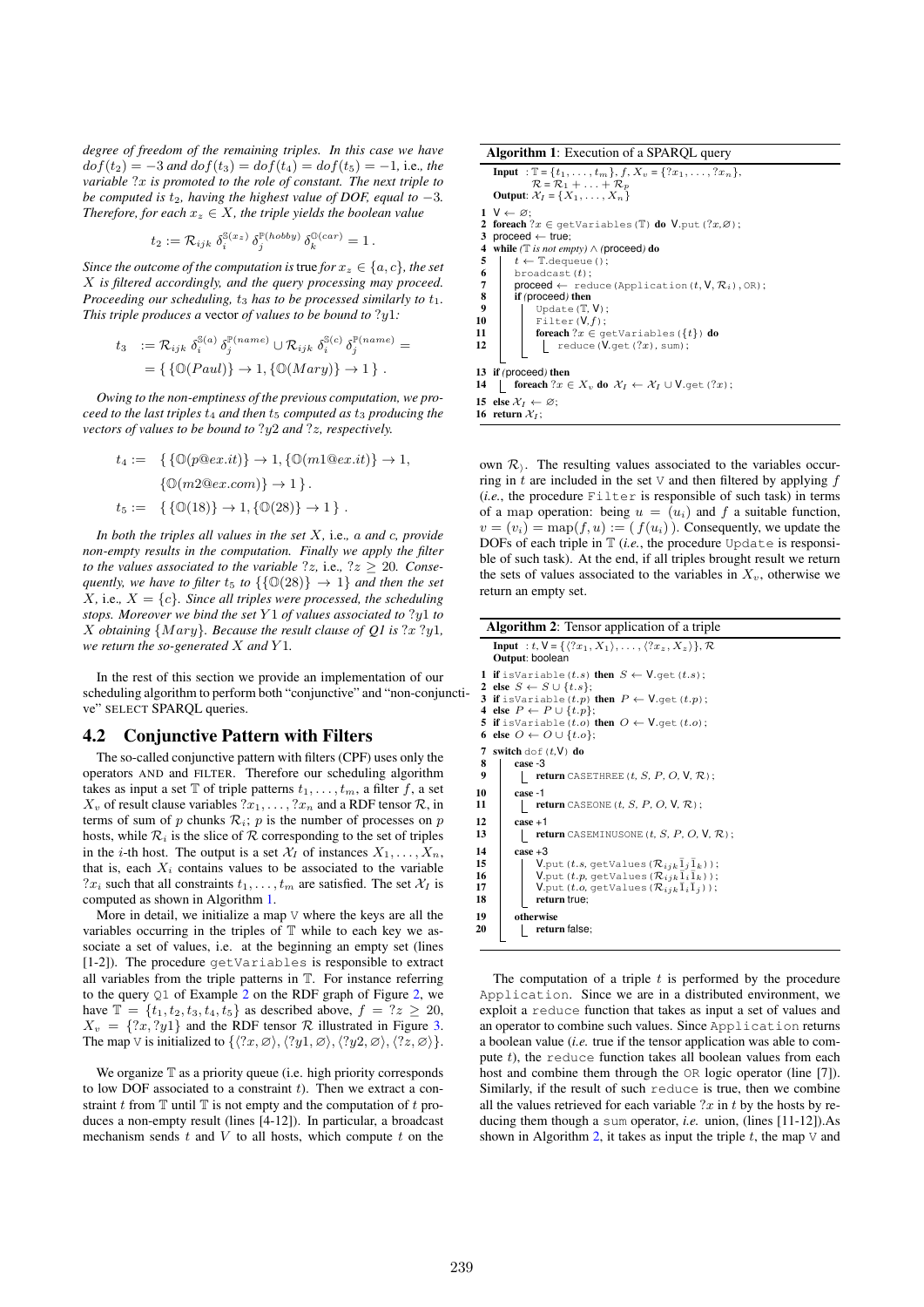*degree of freedom of the remaining triples. In this case we have $dof(t_2) = -3$ and $dof(t_3) = dof(t_4) = dof(t_5) = -1$, i.e., the variable $?x$ is promoted to the role of constant. The next triple to be computed is $t_2$, having the highest value of DOF, equal to $-3$. Therefore, for each $x_z \in X$, the triple yields the boolean value*

$$t_2 := \mathcal{R}_{ijk}\, \delta_i^{\mathbb{S}(x_z)}\, \delta_j^{\mathbb{P}(hobby)}\, \delta_k^{\mathbb{O}(car)} = 1\,.$$

*Since the outcome of the computation is* true *for $x_z \in \{a, c\}$, the set $X$ is filtered accordingly, and the query processing may proceed. Proceeding our scheduling, $t_3$ has to be processed similarly to $t_1$. This triple produces a* vector *of values to be bound to $?y1$:*

$$\begin{aligned} t_3 \;&:= \mathcal{R}_{ijk}\, \delta_i^{\mathbb{S}(a)}\, \delta_j^{\mathbb{P}(name)} \cup \mathcal{R}_{ijk}\, \delta_i^{\mathbb{S}(c)}\, \delta_j^{\mathbb{P}(name)} = \\ &= \{\, \{\mathbb{O}(Paul)\} \to 1, \{\mathbb{O}(Mary)\} \to 1\,\}\,. \end{aligned}$$

*Owing to the non-emptiness of the previous computation, we proceed to the last triples $t_4$ and then $t_5$ computed as $t_3$ producing the vectors of values to be bound to $?y2$ and $?z$, respectively.*

$$\begin{aligned} t_4 :=\; &\{\, \{\mathbb{O}(p@ex.it)\} \to 1, \{\mathbb{O}(m1@ex.it)\} \to 1, \\ &\{\mathbb{O}(m2@ex.com)\} \to 1\,\}\,. \\ t_5 :=\; &\{\, \{\mathbb{O}(18)\} \to 1, \{\mathbb{O}(28)\} \to 1\,\}\,. \end{aligned}$$

*In both the triples all values in the set $X$,* i.e.*, $a$ and $c$, provide non-empty results in the computation. Finally we apply the filter to the values associated to the variable $?z$,* i.e.*, $?z \geq 20$. Consequently, we have to filter $t_5$ to $\{\{\mathbb{O}(28)\} \to 1\}$ and then the set $X$,* i.e.*, $X = \{c\}$. Since all triples were processed, the scheduling stops. Moreover we bind the set $Y1$ of values associated to $?y1$ to $X$ obtaining $\{Mary\}$. Because the result clause of Q1 is $?x$ $?y1$, we return the so-generated $X$ and $Y1$.*

In the rest of this section we provide an implementation of our scheduling algorithm to perform both "conjunctive" and "non-conjunctive" SELECT SPARQL queries.

## 4.2 Conjunctive Pattern with Filters

The so-called conjunctive pattern with filters (CPF) uses only the operators AND and FILTER. Therefore our scheduling algorithm takes as input a set $\mathbb{T}$ of triple patterns $t_1, \ldots, t_m$, a filter $f$, a set $X_v$ of result clause variables $?x_1, \ldots, ?x_n$ and a RDF tensor $\mathcal{R}$, in terms of sum of $p$ chunks $\mathcal{R}_i$; $p$ is the number of processes on $p$ hosts, while $\mathcal{R}_i$ is the slice of $\mathcal{R}$ corresponding to the set of triples in the $i$-th host. The output is a set $\mathcal{X}_I$ of instances $X_1, \ldots, X_n$, that is, each $X_i$ contains values to be associated to the variable $?x_i$ such that all constraints $t_1, \ldots, t_m$ are satisfied. The set $\mathcal{X}_I$ is computed as shown in Algorithm 1.

More in detail, we initialize a map V where the keys are all the variables occurring in the triples of $\mathbb{T}$ while to each key we associate a set of values, i.e. at the beginning an empty set (lines [1-2]). The procedure `getVariables` is responsible to extract all variables from the triple patterns in $\mathbb{T}$. For instance referring to the query Q1 of Example 2 on the RDF graph of Figure 2, we have $\mathbb{T} = \{t_1, t_2, t_3, t_4, t_5\}$ as described above, $f = ?z \geq 20$, $X_v = \{?x, ?y1\}$ and the RDF tensor $\mathcal{R}$ illustrated in Figure 3. The map V is initialized to $\{\langle ?x, \varnothing\rangle, \langle ?y1, \varnothing\rangle, \langle ?y2, \varnothing\rangle, \langle ?z, \varnothing\rangle\}$.

We organize $\mathbb{T}$ as a priority queue (i.e. high priority corresponds to low DOF associated to a constraint $t$). Then we extract a constraint $t$ from $\mathbb{T}$ until $\mathbb{T}$ is not empty and the computation of $t$ produces a non-empty result (lines [4-12]). In particular, a broadcast mechanism sends $t$ and $V$ to all hosts, which compute $t$ on the own $\mathcal{R}_i$. The resulting values associated to the variables occurring in $t$ are included in the set V and then filtered by applying $f$ (*i.e.*, the procedure `Filter` is responsible of such task) in terms of a map operation: being $u = (u_i)$ and $f$ a suitable function, $v = (v_i) = \text{map}(f, u) := (\, f(u_i)\,)$. Consequently, we update the DOFs of each triple in $\mathbb{T}$ (*i.e.*, the procedure `Update` is responsible of such task). At the end, if all triples brought result we return the sets of values associated to the variables in $X_v$, otherwise we return an empty set.

**Algorithm 1**: Execution of a SPARQL query

```
Input  : T = {t1, ..., tm}, f, Xv = {?x1, ..., ?xn},
         R = R1 + ... + Rp
Output: XI = {X1, ..., Xn}
1  V ← ∅;
2  foreach ?x ∈ getVariables(T) do V.put(?x,∅);
3  proceed ← true;
4  while (T is not empty) ∧ (proceed) do
5      t ← T.dequeue();
6      broadcast(t);
7      proceed ← reduce(Application(t, V, Ri), OR);
8      if (proceed) then
9          Update(T, V);
10         Filter(V,f);
11         foreach ?x ∈ getVariables({t}) do
12             reduce(V.get(?x), sum);
13 if (proceed) then
14     foreach ?x ∈ Xv do XI ← XI ∪ V.get(?x);
15 else XI ← ∅;
16 return XI;
```

**Algorithm 2**: Tensor application of a triple

```
Input  : t, V = {⟨?x1, X1⟩, ..., ⟨?xz, Xz⟩}, R
Output: boolean
1  if isVariable(t.s) then S ← V.get(t.s);
2  else S ← S ∪ {t.s};
3  if isVariable(t.p) then P ← V.get(t.p);
4  else P ← P ∪ {t.p};
5  if isVariable(t.o) then O ← V.get(t.o);
6  else O ← O ∪ {t.o};
7  switch dof(t,V) do
8      case -3
9          return CASETHREE(t, S, P, O, V, R);
10     case -1
11         return CASEONE(t, S, P, O, V, R);
12     case +1
13         return CASEMINUSONE(t, S, P, O, V, R);
14     case +3
15         V.put(t.s, getValues(R_ijk 1_j 1_k));
16         V.put(t.p, getValues(R_ijk 1_i 1_k));
17         V.put(t.o, getValues(R_ijk 1_i 1_j));
18         return true;
19     otherwise
20         return false;
```

The computation of a triple $t$ is performed by the procedure `Application`. Since we are in a distributed environment, we exploit a `reduce` function that takes as input a set of values and an operator to combine such values. Since `Application` returns a boolean value (*i.e.* true if the tensor application was able to compute $t$), the `reduce` function takes all boolean values from each host and combine them through the OR logic operator (line [7]). Similarly, if the result of such `reduce` is true, then we combine all the values retrieved for each variable $?x$ in $t$ by the hosts by reducing them though a `sum` operator, *i.e.* union, (lines [11-12]).As shown in Algorithm 2, it takes as input the triple $t$, the map V and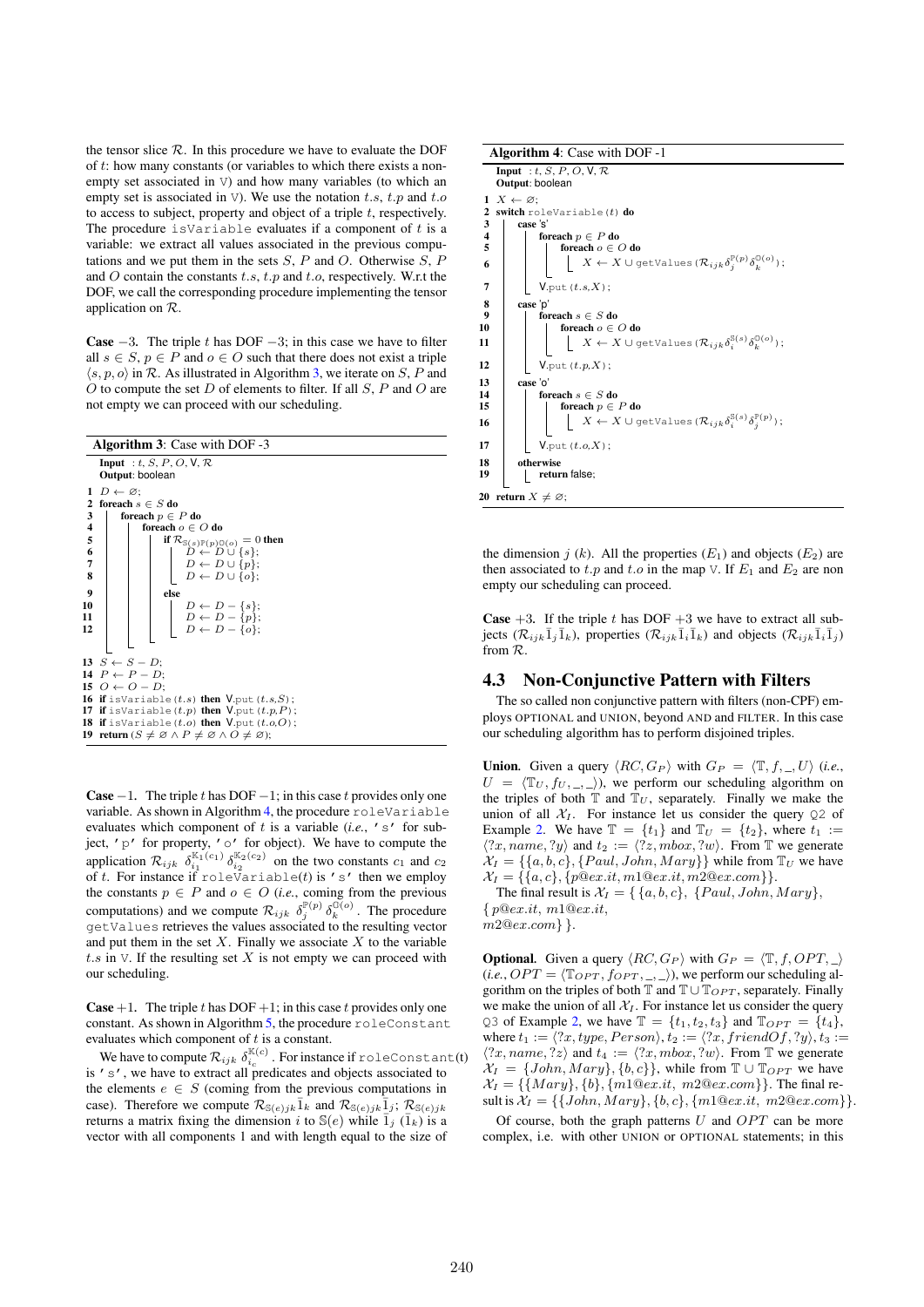the tensor slice $\mathcal{R}$. In this procedure we have to evaluate the DOF of $t$: how many constants (or variables to which there exists a non-empty set associated in $\mathbb{V}$) and how many variables (to which an empty set is associated in $\mathbb{V}$). We use the notation $t.s$, $t.p$ and $t.o$ to access to subject, property and object of a triple $t$, respectively. The procedure `isVariable` evaluates if a component of $t$ is a variable: we extract all values associated in the previous computations and we put them in the sets $S$, $P$ and $O$. Otherwise $S$, $P$ and $O$ contain the constants $t.s$, $t.p$ and $t.o$, respectively. W.r.t the DOF, we call the corresponding procedure implementing the tensor application on $\mathcal{R}$.

**Case** $-3$. The triple $t$ has DOF $-3$; in this case we have to filter all $s \in S$, $p \in P$ and $o \in O$ such that there does not exist a triple $\langle s, p, o\rangle$ in $\mathcal{R}$. As illustrated in Algorithm 3, we iterate on $S$, $P$ and $O$ to compute the set $D$ of elements to filter. If all $S$, $P$ and $O$ are not empty we can proceed with our scheduling.

**Algorithm 3**: Case with DOF -3

```
Input : t, S, P, O, V, R
Output: boolean
1  D ← ∅;
2  foreach s ∈ S do
3      foreach p ∈ P do
4          foreach o ∈ O do
5              if R_{S(s)P(p)O(o)} = 0 then
6                  D ← D ∪ {s};
7                  D ← D ∪ {p};
8                  D ← D ∪ {o};
9              else
10                 D ← D − {s};
11                 D ← D − {p};
12                 D ← D − {o};
13 S ← S − D;
14 P ← P − D;
15 O ← O − D;
16 if isVariable(t.s) then V.put(t.s,S);
17 if isVariable(t.p) then V.put(t.p,P);
18 if isVariable(t.o) then V.put(t.o,O);
19 return (S ≠ ∅ ∧ P ≠ ∅ ∧ O ≠ ∅);
```

**Case** $-1$. The triple $t$ has DOF $-1$; in this case $t$ provides only one variable. As shown in Algorithm 4, the procedure `roleVariable` evaluates which component of $t$ is a variable (*i.e.*, 's' for subject, 'p' for property, 'o' for object). We have to compute the application $\mathcal{R}_{ijk}\ \delta_{i_1}^{\mathbb{K}_1(c_1)}\delta_{i_2}^{\mathbb{K}_2(c_2)}$ on the two constants $c_1$ and $c_2$ of $t$. For instance if `roleVariable`($t$) is 's' then we employ the constants $p \in P$ and $o \in O$ (*i.e.*, coming from the previous computations) and we compute $\mathcal{R}_{ijk}\ \delta_j^{\mathbb{P}(p)}\delta_k^{\mathbb{O}(o)}$. The procedure `getValues` retrieves the values associated to the resulting vector and put them in the set $X$. Finally we associate $X$ to the variable $t.s$ in $\mathbb{V}$. If the resulting set $X$ is not empty we can proceed with our scheduling.

**Case** $+1$. The triple $t$ has DOF $+1$; in this case $t$ provides only one constant. As shown in Algorithm 5, the procedure `roleConstant` evaluates which component of $t$ is a constant.

We have to compute $\mathcal{R}_{ijk}\ \delta_{i_c}^{\mathbb{K}(c)}$. For instance if `roleConstant`(t) is 's', we have to extract all predicates and objects associated to the elements $e \in S$ (coming from the previous computations in case). Therefore we compute $\mathcal{R}_{\mathbb{S}(e)jk}\bar{1}_k$ and $\mathcal{R}_{\mathbb{S}(e)jk}\bar{1}_j$; $\mathcal{R}_{\mathbb{S}(e)jk}$ returns a matrix fixing the dimension $i$ to $\mathbb{S}(e)$ while $\bar{1}_j$ ($\bar{1}_k$) is a vector with all components 1 and with length equal to the size of the dimension $j$ ($k$). All the properties ($E_1$) and objects ($E_2$) are then associated to $t.p$ and $t.o$ in the map $\mathbb{V}$. If $E_1$ and $E_2$ are non empty our scheduling can proceed.

**Algorithm 4**: Case with DOF -1

```
Input : t, S, P, O, V, R
Output: boolean
1  X ← ∅;
2  switch roleVariable(t) do
3      case 's'
4          foreach p ∈ P do
5              foreach o ∈ O do
6                  X ← X ∪ getValues(R_ijk δ_j^{P(p)} δ_k^{O(o)});
7          V.put(t.s,X);
8      case 'p'
9          foreach s ∈ S do
10             foreach o ∈ O do
11                 X ← X ∪ getValues(R_ijk δ_i^{S(s)} δ_k^{O(o)});
12         V.put(t.p,X);
13     case 'o'
14         foreach s ∈ S do
15             foreach p ∈ P do
16                 X ← X ∪ getValues(R_ijk δ_i^{S(s)} δ_j^{P(p)});
17         V.put(t.o,X);
18     otherwise
19         return false;
20 return X ≠ ∅;
```

**Case** $+3$. If the triple $t$ has DOF $+3$ we have to extract all subjects ($\mathcal{R}_{ijk}\bar{1}_j\bar{1}_k$), properties ($\mathcal{R}_{ijk}\bar{1}_i\bar{1}_k$) and objects ($\mathcal{R}_{ijk}\bar{1}_i\bar{1}_j$) from $\mathcal{R}$.

## 4.3 Non-Conjunctive Pattern with Filters

The so called non conjunctive pattern with filters (non-CPF) employs OPTIONAL and UNION, beyond AND and FILTER. In this case our scheduling algorithm has to perform disjoined triples.

**Union**. Given a query $\langle RC, G_P\rangle$ with $G_P = \langle \mathbb{T}, f, \_, U\rangle$ (*i.e.*, $U = \langle \mathbb{T}_U, f_U, \_, \_\rangle$), we perform our scheduling algorithm on the triples of both $\mathbb{T}$ and $\mathbb{T}_U$, separately. Finally we make the union of all $\mathcal{X}_I$. For instance let us consider the query Q2 of Example 2. We have $\mathbb{T} = \{t_1\}$ and $\mathbb{T}_U = \{t_2\}$, where $t_1 := \langle ?x, name, ?y\rangle$ and $t_2 := \langle ?z, mbox, ?w\rangle$. From $\mathbb{T}$ we generate $\mathcal{X}_I = \{\{a, b, c\}, \{Paul, John, Mary\}\}$ while from $\mathbb{T}_U$ we have $\mathcal{X}_I = \{\{a, c\}, \{p@ex.it, m1@ex.it, m2@ex.com\}\}$.

The final result is $\mathcal{X}_I = \{\ \{a, b, c\},\ \{Paul, John, Mary\},\ \{\ p@ex.it,\ m1@ex.it,\ m2@ex.com\}\ \}$.

**Optional**. Given a query $\langle RC, G_P\rangle$ with $G_P = \langle \mathbb{T}, f, OPT, \_\rangle$ (*i.e.*, $OPT = \langle \mathbb{T}_{OPT}, f_{OPT}, \_, \_\rangle$), we perform our scheduling algorithm on the triples of both $\mathbb{T}$ and $\mathbb{T} \cup \mathbb{T}_{OPT}$, separately. Finally we make the union of all $\mathcal{X}_I$. For instance let us consider the query Q3 of Example 2, we have $\mathbb{T} = \{t_1, t_2, t_3\}$ and $\mathbb{T}_{OPT} = \{t_4\}$, where $t_1 := \langle ?x, type, Person\rangle$, $t_2 := \langle ?x, friendOf, ?y\rangle$, $t_3 := \langle ?x, name, ?z\rangle$ and $t_4 := \langle ?x, mbox, ?w\rangle$. From $\mathbb{T}$ we generate $\mathcal{X}_I = \{John, Mary\}, \{b, c\}\}$, while from $\mathbb{T} \cup \mathbb{T}_{OPT}$ we have $\mathcal{X}_I = \{\{Mary\}, \{b\}, \{m1@ex.it,\ m2@ex.com\}\}$. The final result is $\mathcal{X}_I = \{\{John, Mary\}, \{b, c\}, \{m1@ex.it,\ m2@ex.com\}\}$.

Of course, both the graph patterns $U$ and $OPT$ can be more complex, i.e. with other UNION or OPTIONAL statements; in this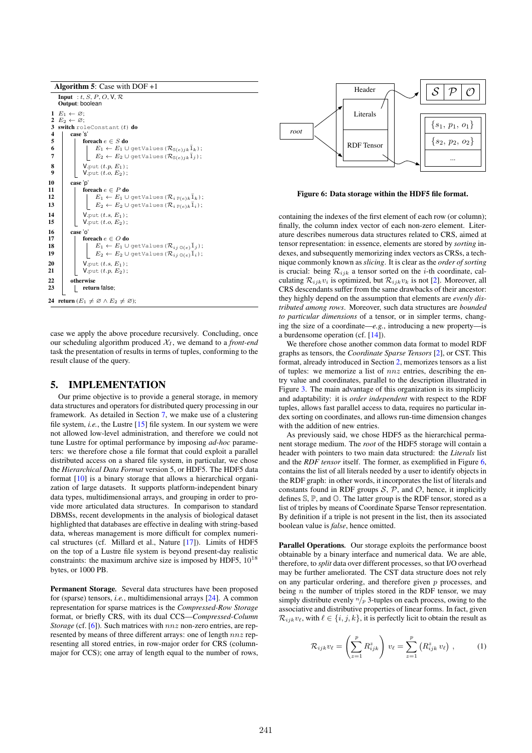**Algorithm 5**: Case with DOF +1

```
Input : t, S, P, O, V, R
Output: boolean
1  E1 ← ∅;
2  E2 ← ∅;
3  switch roleConstant(t) do
4    case 's'
5      foreach e ∈ S do
6        E1 ← E1 ∪ getValues(R_{S(e)jk} 1̄_k);
7        E2 ← E2 ∪ getValues(R_{S(e)jk} 1̄_j);
8      V.put(t.p, E1);
9      V.put(t.o, E2);
10   case 'p'
11     foreach e ∈ P do
12       E1 ← E1 ∪ getValues(R_{i P(e) k} 1̄_k);
13       E2 ← E2 ∪ getValues(R_{i P(e) k} 1̄_i);
14     V.put(t.s, E1);
15     V.put(t.o, E2);
16   case 'o'
17     foreach e ∈ O do
18       E1 ← E1 ∪ getValues(R_{ij O(e)} 1̄_j);
19       E2 ← E2 ∪ getValues(R_{ij O(e)} 1̄_i);
20     V.put(t.s, E1);
21     V.put(t.p, E2);
22   otherwise
23     return false;
24 return (E1 ≠ ∅ ∧ E2 ≠ ∅);
```

case we apply the above procedure recursively. Concluding, once our scheduling algorithm produced $\mathcal{X}_I$, we demand to a *front-end* task the presentation of results in terms of tuples, conforming to the result clause of the query.

## 5. IMPLEMENTATION

Our prime objective is to provide a general storage, in memory data structures and operators for distributed query processing in our framework. As detailed in Section 7, we make use of a clustering file system, *i.e.*, the Lustre [15] file system. In our system we were not allowed low-level administration, and therefore we could not tune Lustre for optimal performance by imposing *ad-hoc* parameters: we therefore chose a file format that could exploit a parallel distributed access on a shared file system, in particular, we chose the *Hierarchical Data Format* version 5, or HDF5. The HDF5 data format [10] is a binary storage that allows a hierarchical organization of large datasets. It supports platform-independent binary data types, multidimensional arrays, and grouping in order to provide more articulated data structures. In comparison to standard DBMSs, recent developments in the analysis of biological dataset highlighted that databases are effective in dealing with string-based data, whereas management is more difficult for complex numerical structures (cf. Millard et al., Nature [17]). Limits of HDF5 on the top of a Lustre file system is beyond present-day realistic constraints: the maximum archive size is imposed by HDF5, $10^{18}$ bytes, or 1000 PB.

**Permanent Storage.** Several data structures have been proposed for (sparse) tensors, *i.e.*, multidimensional arrays [24]. A common representation for sparse matrices is the *Compressed-Row Storage* format, or briefly CRS, with its dual CCS—*Compressed-Column Storage* (cf. [6]). Such matrices with $nnz$ non-zero entries, are represented by means of three different arrays: one of length $nnz$ representing all stored entries, in row-major order for CRS (column-major for CCS); one array of length equal to the number of rows, containing the indexes of the first element of each row (or column); finally, the column index vector of each non-zero element. Literature describes numerous data structures related to CRS, aimed at tensor representation: in essence, elements are stored by *sorting* indexes, and subsequently memorizing index vectors as CRSs, a technique commonly known as *slicing*. It is clear as the *order of sorting* is crucial: being $\mathcal{R}_{ijk}$ a tensor sorted on the $i$-th coordinate, calculating $\mathcal{R}_{ijk}v_i$ is optimized, but $\mathcal{R}_{ijk}v_k$ is not [2]. Moreover, all CRS descendants suffer from the same drawbacks of their ancestor: they highly depend on the assumption that elements are *evenly distributed among rows*. Moreover, such data structures are *bounded to particular dimensions* of a tensor, or in simpler terms, changing the size of a coordinate—*e.g.*, introducing a new property—is a burdensome operation (cf. [14]).

We therefore chose another common data format to model RDF graphs as tensors, the *Coordinate Sparse Tensors* [2], or CST. This format, already introduced in Section 2, memorizes tensors as a list of tuples: we memorize a list of $nnz$ entries, describing the entry value and coordinates, parallel to the description illustrated in Figure 3. The main advantage of this organization is its simplicity and adaptability: it is *order independent* with respect to the RDF tuples, allows fast parallel access to data, requires no particular index sorting on coordinates, and allows run-time dimension changes with the addition of new entries.

As previously said, we chose HDF5 as the hierarchical permanent storage medium. The *root* of the HDF5 storage will contain a header with pointers to two main data structured: the *Literals* list and the *RDF tensor* itself. The former, as exemplified in Figure 6, contains the list of all literals needed by a user to identify objects in the RDF graph: in other words, it incorporates the list of literals and constants found in RDF groups $\mathcal{S}$, $\mathcal{P}$, and $\mathcal{O}$, hence, it implicitly defines $\mathbb{S}$, $\mathbb{P}$, and $\mathbb{O}$. The latter group is the RDF tensor, stored as a list of triples by means of Coordinate Sparse Tensor representation. By definition if a triple is not present in the list, then its associated boolean value is *false*, hence omitted.

Figure 6: Data storage within the HDF5 file format.

**Parallel Operations.** Our storage exploits the performance boost obtainable by a binary interface and numerical data. We are able, therefore, to *split* data over different processes, so that I/O overhead may be further ameliorated. The CST data structure does not rely on any particular ordering, and therefore given $p$ processes, and being $n$ the number of triples stored in the RDF tensor, we may simply distribute evenly $^n/_p$ 3-tuples on each process, owing to the associative and distributive properties of linear forms. In fact, given $\mathcal{R}_{ijk}v_\ell$, with $\ell \in \{i, j, k\}$, it is perfectly licit to obtain the result as

$$\mathcal{R}_{ijk}v_\ell = \left(\sum_{z=1}^{p} R^z_{ijk}\right) v_\ell = \sum_{z=1}^{p} \left(R^z_{ijk}\, v_\ell\right), \qquad (1)$$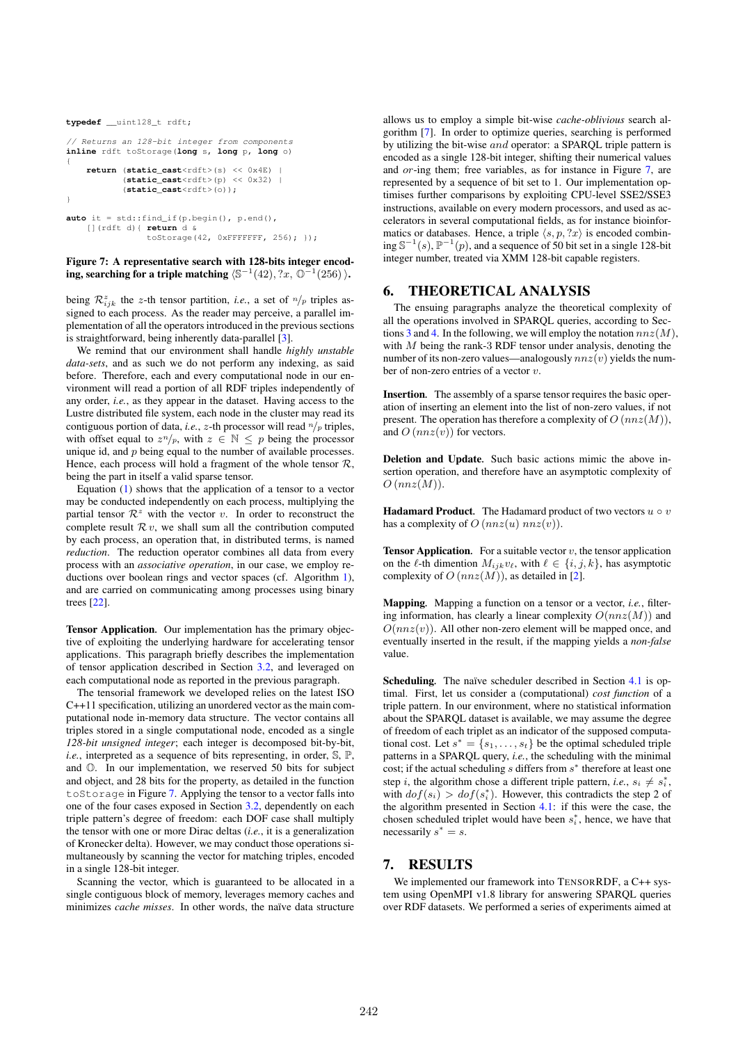```
typedef __uint128_t rdft;

// Returns an 128-bit integer from components
inline rdft toStorage(long s, long p, long o)
{
    return (static_cast<rdft>(s) << 0x4E) |
           (static_cast<rdft>(p) << 0x32) |
           (static_cast<rdft>(o));
}

auto it = std::find_if(p.begin(), p.end(),
    [](rdft d){ return d &
                toStorage(42, 0xFFFFFFF, 256); });
```

**Figure 7: A representative search with 128-bits integer encoding, searching for a triple matching $\langle \mathbb{S}^{-1}(42), ?x, \mathbb{O}^{-1}(256) \rangle$.**

being $\mathcal{R}^z_{ijk}$ the $z$-th tensor partition, *i.e.*, a set of $n/p$ triples assigned to each process. As the reader may perceive, a parallel implementation of all the operators introduced in the previous sections is straightforward, being inherently data-parallel [3].

We remind that our environment shall handle *highly unstable data-sets*, and as such we do not perform any indexing, as said before. Therefore, each and every computational node in our environment will read a portion of all RDF triples independently of any order, *i.e.*, as they appear in the dataset. Having access to the Lustre distributed file system, each node in the cluster may read its contiguous portion of data, *i.e.*, $z$-th processor will read $n/p$ triples, with offset equal to $zn/p$, with $z \in \mathbb{N} \leq p$ being the processor unique id, and $p$ being the number of available processes. Hence, each process will hold a fragment of the whole tensor $\mathcal{R}$, being the part in itself a valid sparse tensor.

Equation (1) shows that the application of a tensor to a vector may be conducted independently on each process, multiplying the partial tensor $\mathcal{R}^z$ with the vector $v$. In order to reconstruct the complete result $\mathcal{R}\, v$, we shall sum all the contribution computed by each process, an operation that, in distributed terms, is named *reduction*. The reduction operator combines all data from every process with an *associative operation*, in our case, we employ reductions over boolean rings and vector spaces (cf. Algorithm 1), and are carried on communicating among processes using binary trees [22].

**Tensor Application.** Our implementation has the primary objective of exploiting the underlying hardware for accelerating tensor applications. This paragraph briefly describes the implementation of tensor application described in Section 3.2, and leveraged on each computational node as reported in the previous paragraph.

The tensorial framework we developed relies on the latest ISO C++11 specification, utilizing an unordered vector as the main computational node in-memory data structure. The vector contains all triples stored in a single computational node, encoded as a single *128-bit unsigned integer*; each integer is decomposed bit-by-bit, *i.e.*, interpreted as a sequence of bits representing, in order, $\mathbb{S}$, $\mathbb{P}$, and $\mathbb{O}$. In our implementation, we reserved 50 bits for subject and object, and 28 bits for the property, as detailed in the function `toStorage` in Figure 7. Applying the tensor to a vector falls into one of the four cases exposed in Section 3.2, dependently on each triple pattern's degree of freedom: each DOF case shall multiply the tensor with one or more Dirac deltas (*i.e.*, it is a generalization of Kronecker delta). However, we may conduct those operations simultaneously by scanning the vector for matching triples, encoded in a single 128-bit integer.

Scanning the vector, which is guaranteed to be allocated in a single contiguous block of memory, leverages memory caches and minimizes *cache misses*. In other words, the naïve data structure allows us to employ a simple bit-wise *cache-oblivious* search algorithm [7]. In order to optimize queries, searching is performed by utilizing the bit-wise *and* operator: a SPARQL triple pattern is encoded as a single 128-bit integer, shifting their numerical values and *or*-ing them; free variables, as for instance in Figure 7, are represented by a sequence of bit set to 1. Our implementation optimises further comparisons by exploiting CPU-level SSE2/SSE3 instructions, available on every modern processors, and used as accelerators in several computational fields, as for instance bioinformatics or databases. Hence, a triple $\langle s, p, ?x\rangle$ is encoded combining $\mathbb{S}^{-1}(s)$, $\mathbb{P}^{-1}(p)$, and a sequence of 50 bit set in a single 128-bit integer number, treated via XMM 128-bit capable registers.

## 6. THEORETICAL ANALYSIS

The ensuing paragraphs analyze the theoretical complexity of all the operations involved in SPARQL queries, according to Sections 3 and 4. In the following, we will employ the notation $nnz(M)$, with $M$ being the rank-3 RDF tensor under analysis, denoting the number of its non-zero values—analogously $nnz(v)$ yields the number of non-zero entries of a vector $v$.

**Insertion.** The assembly of a sparse tensor requires the basic operation of inserting an element into the list of non-zero values, if not present. The operation has therefore a complexity of $O\left(nnz(M)\right)$, and $O\left(nnz(v)\right)$ for vectors.

**Deletion and Update.** Such basic actions mimic the above insertion operation, and therefore have an asymptotic complexity of $O\left(nnz(M)\right)$.

**Hadamard Product.** The Hadamard product of two vectors $u \circ v$ has a complexity of $O\left(nnz(u)\; nnz(v)\right)$.

**Tensor Application.** For a suitable vector $v$, the tensor application on the $\ell$-th dimention $M_{ijk}v_\ell$, with $\ell \in \{i, j, k\}$, has asymptotic complexity of $O\left(nnz(M)\right)$, as detailed in [2].

**Mapping.** Mapping a function on a tensor or a vector, *i.e.*, filtering information, has clearly a linear complexity $O(nnz(M))$ and $O(nnz(v))$. All other non-zero element will be mapped once, and eventually inserted in the result, if the mapping yields a *non-false* value.

**Scheduling.** The naïve scheduler described in Section 4.1 is optimal. First, let us consider a (computational) *cost function* of a triple pattern. In our environment, where no statistical information about the SPARQL dataset is available, we may assume the degree of freedom of each triplet as an indicator of the supposed computational cost. Let $s^* = \{s_1, \ldots, s_t\}$ be the optimal scheduled triple patterns in a SPARQL query, *i.e.*, the scheduling with the minimal cost; if the actual scheduling $s$ differs from $s^*$ therefore at least one step $i$, the algorithm chose a different triple pattern, *i.e.*, $s_i \neq s_i^*$, with $dof(s_i) > dof(s_i^*)$. However, this contradicts the step 2 of the algorithm presented in Section 4.1: if this were the case, the chosen scheduled triplet would have been $s_i^*$, hence, we have that necessarily $s^* = s$.

## 7. RESULTS

We implemented our framework into TensorRDF, a C++ system using OpenMPI v1.8 library for answering SPARQL queries over RDF datasets. We performed a series of experiments aimed at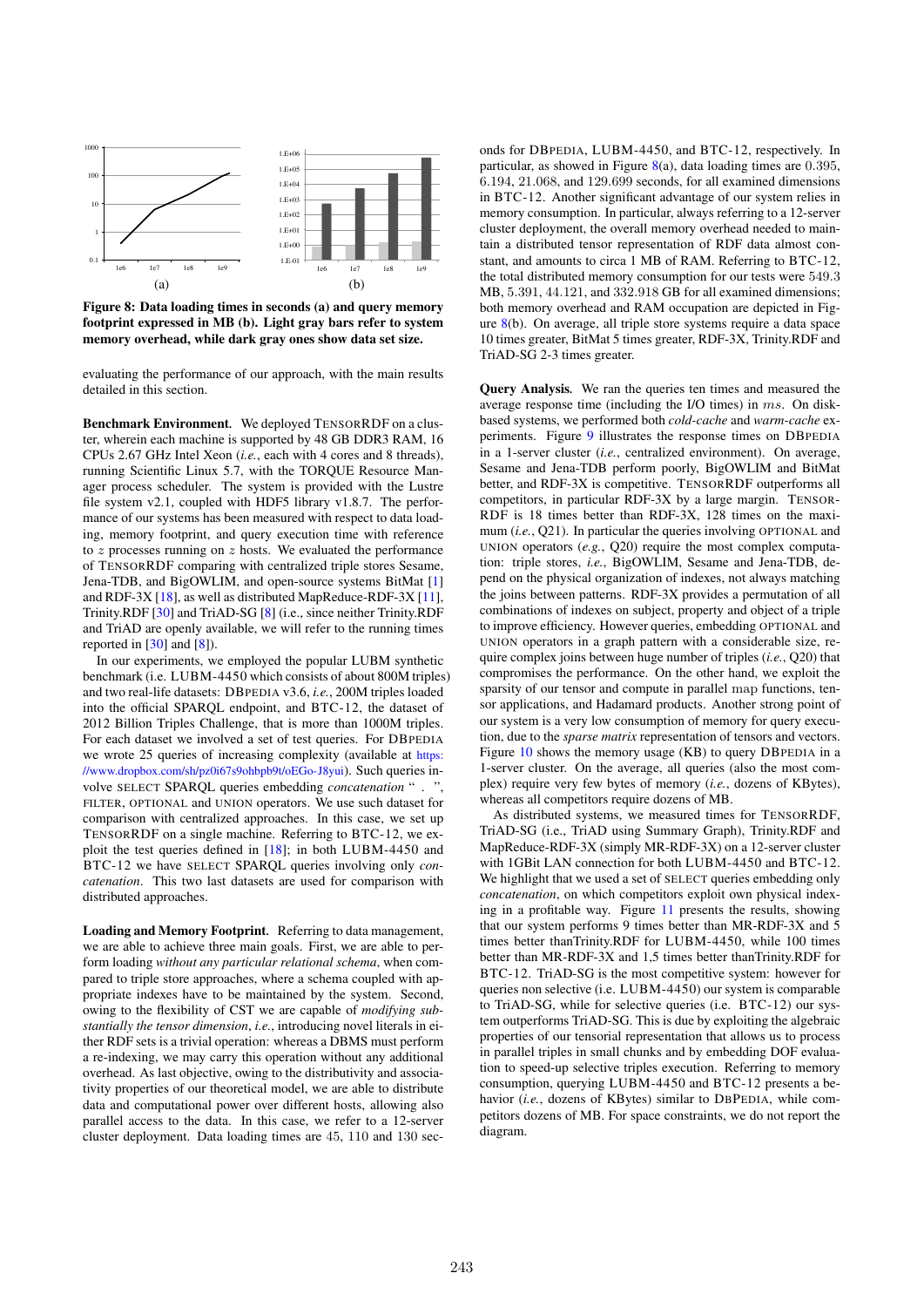Figure 8: Data loading times in seconds (a) and query memory footprint expressed in MB (b). Light gray bars refer to system memory overhead, while dark gray ones show data set size.

evaluating the performance of our approach, with the main results detailed in this section.

**Benchmark Environment.** We deployed TensorRDF on a cluster, wherein each machine is supported by 48 GB DDR3 RAM, 16 CPUs 2.67 GHz Intel Xeon (*i.e.*, each with 4 cores and 8 threads), running Scientific Linux 5.7, with the TORQUE Resource Manager process scheduler. The system is provided with the Lustre file system v2.1, coupled with HDF5 library v1.8.7. The performance of our systems has been measured with respect to data loading, memory footprint, and query execution time with reference to $z$ processes running on $z$ hosts. We evaluated the performance of TensorRDF comparing with centralized triple stores Sesame, Jena-TDB, and BigOWLIM, and open-source systems BitMat [1] and RDF-3X [18], as well as distributed MapReduce-RDF-3X [11], Trinity.RDF [30] and TriAD-SG [8] (i.e., since neither Trinity.RDF and TriAD are openly available, we will refer to the running times reported in [30] and [8]).

In our experiments, we employed the popular LUBM synthetic benchmark (i.e. LUBM-4450 which consists of about 800M triples) and two real-life datasets: DBpedia v3.6, *i.e.*, 200M triples loaded into the official SPARQL endpoint, and BTC-12, the dataset of 2012 Billion Triples Challenge, that is more than 1000M triples. For each dataset we involved a set of test queries. For DBpedia we wrote 25 queries of increasing complexity (available at https://www.dropbox.com/sh/pz0i67s9ohbpb9t/oEGo-J8yui). Such queries involve SELECT SPARQL queries embedding *concatenation* " . ", FILTER, OPTIONAL and UNION operators. We use such dataset for comparison with centralized approaches. In this case, we set up TensorRDF on a single machine. Referring to BTC-12, we exploit the test queries defined in [18]; in both LUBM-4450 and BTC-12 we have SELECT SPARQL queries involving only *concatenation*. This two last datasets are used for comparison with distributed approaches.

**Loading and Memory Footprint.** Referring to data management, we are able to achieve three main goals. First, we are able to perform loading *without any particular relational schema*, when compared to triple store approaches, where a schema coupled with appropriate indexes have to be maintained by the system. Second, owing to the flexibility of CST we are capable of *modifying substantially the tensor dimension*, *i.e.*, introducing novel literals in either RDF sets is a trivial operation: whereas a DBMS must perform a re-indexing, we may carry this operation without any additional overhead. As last objective, owing to the distributivity and associativity properties of our theoretical model, we are able to distribute data and computational power over different hosts, allowing also parallel access to the data. In this case, we refer to a 12-server cluster deployment. Data loading times are 45, 110 and 130 seconds for DBpedia, LUBM-4450, and BTC-12, respectively. In particular, as showed in Figure 8(a), data loading times are 0.395, 6.194, 21.068, and 129.699 seconds, for all examined dimensions in BTC-12. Another significant advantage of our system relies in memory consumption. In particular, always referring to a 12-server cluster deployment, the overall memory overhead needed to maintain a distributed tensor representation of RDF data almost constant, and amounts to circa 1 MB of RAM. Referring to BTC-12, the total distributed memory consumption for our tests were 549.3 MB, 5.391, 44.121, and 332.918 GB for all examined dimensions; both memory overhead and RAM occupation are depicted in Figure 8(b). On average, all triple store systems require a data space 10 times greater, BitMat 5 times greater, RDF-3X, Trinity.RDF and TriAD-SG 2-3 times greater.

**Query Analysis.** We ran the queries ten times and measured the average response time (including the I/O times) in $ms$. On disk-based systems, we performed both *cold-cache* and *warm-cache* experiments. Figure 9 illustrates the response times on DBpedia in a 1-server cluster (*i.e.*, centralized environment). On average, Sesame and Jena-TDB perform poorly, BigOWLIM and BitMat better, and RDF-3X is competitive. TensorRDF outperforms all competitors, in particular RDF-3X by a large margin. TensorRDF is 18 times better than RDF-3X, 128 times on the maximum (*i.e.*, Q21). In particular the queries involving OPTIONAL and UNION operators (*e.g.*, Q20) require the most complex computation: triple stores, *i.e.*, BigOWLIM, Sesame and Jena-TDB, depend on the physical organization of indexes, not always matching the joins between patterns. RDF-3X provides a permutation of all combinations of indexes on subject, property and object of a triple to improve efficiency. However queries, embedding OPTIONAL and UNION operators in a graph pattern with a considerable size, require complex joins between huge number of triples (*i.e.*, Q20) that compromises the performance. On the other hand, we exploit the sparsity of our tensor and compute in parallel map functions, tensor applications, and Hadamard products. Another strong point of our system is a very low consumption of memory for query execution, due to the *sparse matrix* representation of tensors and vectors. Figure 10 shows the memory usage (KB) to query DBpedia in a 1-server cluster. On the average, all queries (also the most complex) require very few bytes of memory (*i.e.*, dozens of KBytes), whereas all competitors require dozens of MB.

As distributed systems, we measured times for TensorRDF, TriAD-SG (i.e., TriAD using Summary Graph), Trinity.RDF and MapReduce-RDF-3X (simply MR-RDF-3X) on a 12-server cluster with 1GBit LAN connection for both LUBM-4450 and BTC-12. We highlight that we used a set of SELECT queries embedding only *concatenation*, on which competitors exploit own physical indexing in a profitable way. Figure 11 presents the results, showing that our system performs 9 times better than MR-RDF-3X and 5 times better thanTrinity.RDF for LUBM-4450, while 100 times better than MR-RDF-3X and 1,5 times better thanTrinity.RDF for BTC-12. TriAD-SG is the most competitive system: however for queries non selective (i.e. LUBM-4450) our system is comparable to TriAD-SG, while for selective queries (i.e. BTC-12) our system outperforms TriAD-SG. This is due by exploiting the algebraic properties of our tensorial representation that allows us to process in parallel triples in small chunks and by embedding DOF evaluation to speed-up selective triples execution. Referring to memory consumption, querying LUBM-4450 and BTC-12 presents a behavior (*i.e.*, dozens of KBytes) similar to DBpedia, while competitors dozens of MB. For space constraints, we do not report the diagram.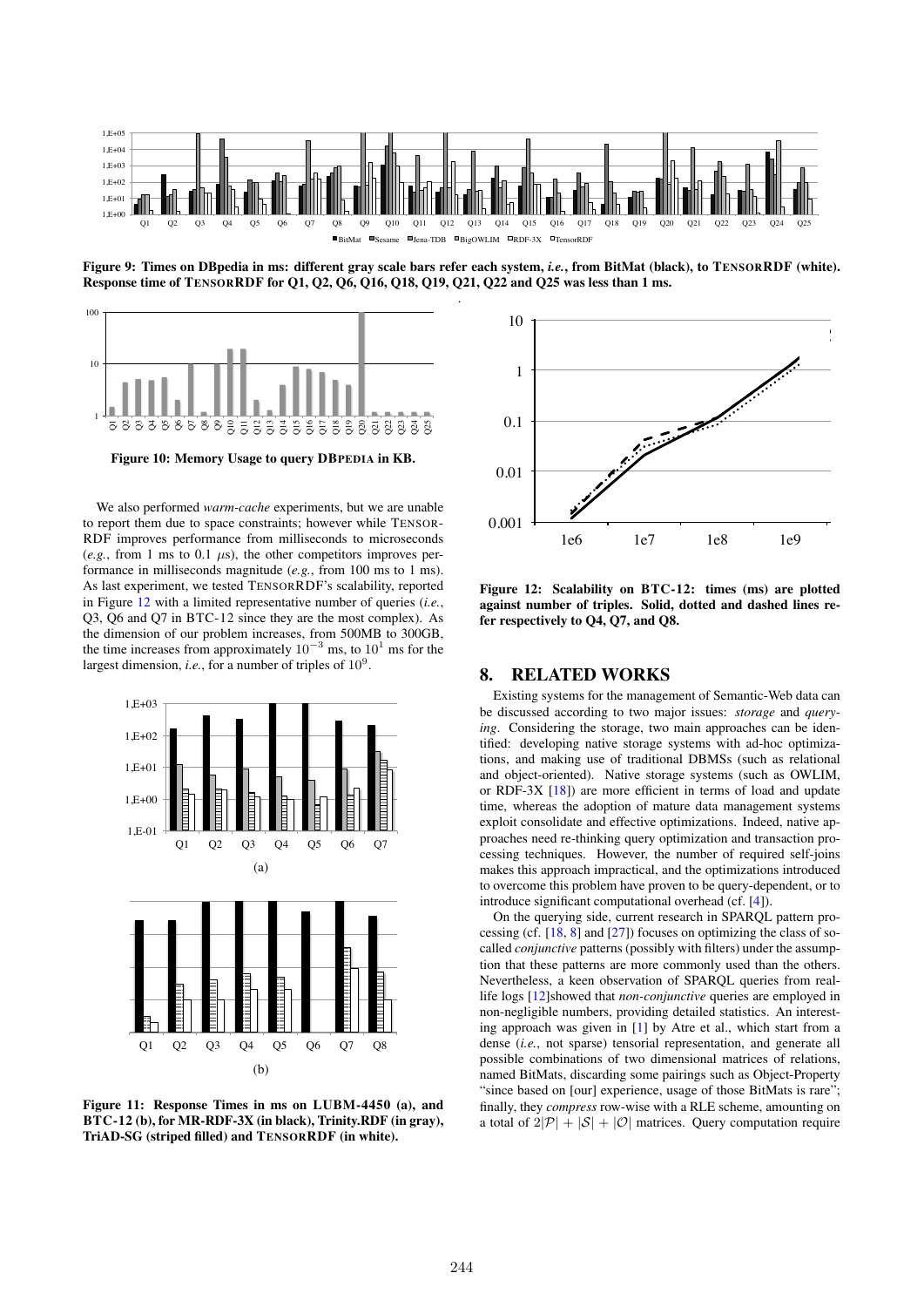Figure 9: Times on DBpedia in ms: different gray scale bars refer each system, *i.e.*, from BitMat (black), to TENSORRDF (white). Response time of TENSORRDF for Q1, Q2, Q6, Q16, Q18, Q19, Q21, Q22 and Q25 was less than 1 ms.

Figure 10: Memory Usage to query DBPEDIA in KB.

We also performed *warm-cache* experiments, but we are unable to report them due to space constraints; however while TENSORRDF improves performance from milliseconds to microseconds (*e.g.*, from 1 ms to 0.1 $\mu$s), the other competitors improves performance in milliseconds magnitude (*e.g.*, from 100 ms to 1 ms). As last experiment, we tested TENSORRDF's scalability, reported in Figure 12 with a limited representative number of queries (*i.e.*, Q3, Q6 and Q7 in BTC-12 since they are the most complex). As the dimension of our problem increases, from 500MB to 300GB, the time increases from approximately $10^{-3}$ ms, to $10^{1}$ ms for the largest dimension, *i.e.*, for a number of triples of $10^{9}$.

Figure 11: Response Times in ms on LUBM-4450 (a), and BTC-12 (b), for MR-RDF-3X (in black), Trinity.RDF (in gray), TriAD-SG (striped filled) and TENSORRDF (in white).

Figure 12: Scalability on BTC-12: times (ms) are plotted against number of triples. Solid, dotted and dashed lines refer respectively to Q4, Q7, and Q8.

## 8. RELATED WORKS

Existing systems for the management of Semantic-Web data can be discussed according to two major issues: *storage* and *querying*. Considering the storage, two main approaches can be identified: developing native storage systems with ad-hoc optimizations, and making use of traditional DBMSs (such as relational and object-oriented). Native storage systems (such as OWLIM, or RDF-3X [18]) are more efficient in terms of load and update time, whereas the adoption of mature data management systems exploit consolidate and effective optimizations. Indeed, native approaches need re-thinking query optimization and transaction processing techniques. However, the number of required self-joins makes this approach impractical, and the optimizations introduced to overcome this problem have proven to be query-dependent, or to introduce significant computational overhead (cf. [4]).

On the querying side, current research in SPARQL pattern processing (cf. [18, 8] and [27]) focuses on optimizing the class of so-called *conjunctive* patterns (possibly with filters) under the assumption that these patterns are more commonly used than the others. Nevertheless, a keen observation of SPARQL queries from real-life logs [12]showed that *non-conjunctive* queries are employed in non-negligible numbers, providing detailed statistics. An interesting approach was given in [1] by Atre et al., which start from a dense (*i.e.*, not sparse) tensorial representation, and generate all possible combinations of two dimensional matrices of relations, named BitMats, discarding some pairings such as Object-Property "since based on [our] experience, usage of those BitMats is rare"; finally, they *compress* row-wise with a RLE scheme, amounting on a total of $2|\mathcal{P}| + |\mathcal{S}| + |\mathcal{O}|$ matrices. Query computation require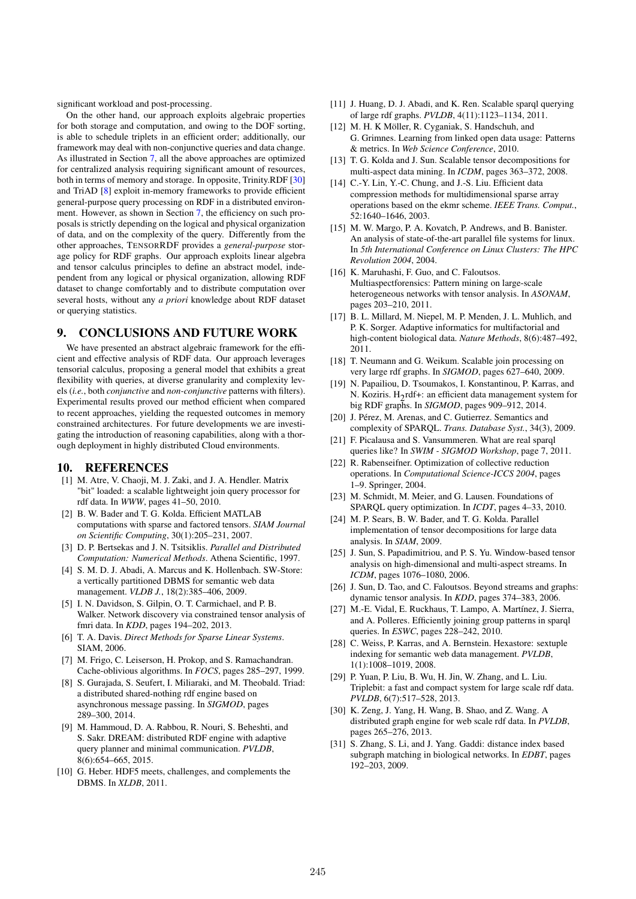significant workload and post-processing.

On the other hand, our approach exploits algebraic properties for both storage and computation, and owing to the DOF sorting, is able to schedule triplets in an efficient order; additionally, our framework may deal with non-conjunctive queries and data change. As illustrated in Section 7, all the above approaches are optimized for centralized analysis requiring significant amount of resources, both in terms of memory and storage. In opposite, Trinity.RDF [30] and TriAD [8] exploit in-memory frameworks to provide efficient general-purpose query processing on RDF in a distributed environment. However, as shown in Section 7, the efficiency on such proposals is strictly depending on the logical and physical organization of data, and on the complexity of the query. Differently from the other approaches, TENSORRDF provides a *general-purpose* storage policy for RDF graphs. Our approach exploits linear algebra and tensor calculus principles to define an abstract model, independent from any logical or physical organization, allowing RDF dataset to change comfortably and to distribute computation over several hosts, without any *a priori* knowledge about RDF dataset or querying statistics.

# 9. CONCLUSIONS AND FUTURE WORK

We have presented an abstract algebraic framework for the efficient and effective analysis of RDF data. Our approach leverages tensorial calculus, proposing a general model that exhibits a great flexibility with queries, at diverse granularity and complexity levels (*i.e.*, both *conjunctive* and *non-conjunctive* patterns with filters). Experimental results proved our method efficient when compared to recent approaches, yielding the requested outcomes in memory constrained architectures. For future developments we are investigating the introduction of reasoning capabilities, along with a thorough deployment in highly distributed Cloud environments.

# 10. REFERENCES

[1] M. Atre, V. Chaoji, M. J. Zaki, and J. A. Hendler. Matrix "bit" loaded: a scalable lightweight join query processor for rdf data. In *WWW*, pages 41–50, 2010.

[2] B. W. Bader and T. G. Kolda. Efficient MATLAB computations with sparse and factored tensors. *SIAM Journal on Scientific Computing*, 30(1):205–231, 2007.

[3] D. P. Bertsekas and J. N. Tsitsiklis. *Parallel and Distributed Computation: Numerical Methods*. Athena Scientific, 1997.

[4] S. M. D. J. Abadi, A. Marcus and K. Hollenbach. SW-Store: a vertically partitioned DBMS for semantic web data management. *VLDB J.*, 18(2):385–406, 2009.

[5] I. N. Davidson, S. Gilpin, O. T. Carmichael, and P. B. Walker. Network discovery via constrained tensor analysis of fmri data. In *KDD*, pages 194–202, 2013.

[6] T. A. Davis. *Direct Methods for Sparse Linear Systems*. SIAM, 2006.

[7] M. Frigo, C. Leiserson, H. Prokop, and S. Ramachandran. Cache-oblivious algorithms. In *FOCS*, pages 285–297, 1999.

[8] S. Gurajada, S. Seufert, I. Miliaraki, and M. Theobald. Triad: a distributed shared-nothing rdf engine based on asynchronous message passing. In *SIGMOD*, pages 289–300, 2014.

[9] M. Hammoud, D. A. Rabbou, R. Nouri, S. Beheshti, and S. Sakr. DREAM: distributed RDF engine with adaptive query planner and minimal communication. *PVLDB*, 8(6):654–665, 2015.

[10] G. Heber. HDF5 meets, challenges, and complements the DBMS. In *XLDB*, 2011.

[11] J. Huang, D. J. Abadi, and K. Ren. Scalable sparql querying of large rdf graphs. *PVLDB*, 4(11):1123–1134, 2011.

[12] M. H. K Möller, R. Cyganiak, S. Handschuh, and G. Grimnes. Learning from linked open data usage: Patterns & metrics. In *Web Science Conference*, 2010.

[13] T. G. Kolda and J. Sun. Scalable tensor decompositions for multi-aspect data mining. In *ICDM*, pages 363–372, 2008.

[14] C.-Y. Lin, Y.-C. Chung, and J.-S. Liu. Efficient data compression methods for multidimensional sparse array operations based on the ekmr scheme. *IEEE Trans. Comput.*, 52:1640–1646, 2003.

[15] M. W. Margo, P. A. Kovatch, P. Andrews, and B. Banister. An analysis of state-of-the-art parallel file systems for linux. In *5th International Conference on Linux Clusters: The HPC Revolution 2004*, 2004.

[16] K. Maruhashi, F. Guo, and C. Faloutsos. Multiaspectforensics: Pattern mining on large-scale heterogeneous networks with tensor analysis. In *ASONAM*, pages 203–210, 2011.

[17] B. L. Millard, M. Niepel, M. P. Menden, J. L. Muhlich, and P. K. Sorger. Adaptive informatics for multifactorial and high-content biological data. *Nature Methods*, 8(6):487–492, 2011.

[18] T. Neumann and G. Weikum. Scalable join processing on very large rdf graphs. In *SIGMOD*, pages 627–640, 2009.

[19] N. Papailiou, D. Tsoumakos, I. Konstantinou, P. Karras, and N. Koziris. $H_2$rdf+: an efficient data management system for big RDF graphs. In *SIGMOD*, pages 909–912, 2014.

[20] J. Pérez, M. Arenas, and C. Gutierrez. Semantics and complexity of SPARQL. *Trans. Database Syst.*, 34(3), 2009.

[21] F. Picalausa and S. Vansummeren. What are real sparql queries like? In *SWIM - SIGMOD Workshop*, page 7, 2011.

[22] R. Rabenseifner. Optimization of collective reduction operations. In *Computational Science-ICCS 2004*, pages 1–9. Springer, 2004.

[23] M. Schmidt, M. Meier, and G. Lausen. Foundations of SPARQL query optimization. In *ICDT*, pages 4–33, 2010.

[24] M. P. Sears, B. W. Bader, and T. G. Kolda. Parallel implementation of tensor decompositions for large data analysis. In *SIAM*, 2009.

[25] J. Sun, S. Papadimitriou, and P. S. Yu. Window-based tensor analysis on high-dimensional and multi-aspect streams. In *ICDM*, pages 1076–1080, 2006.

[26] J. Sun, D. Tao, and C. Faloutsos. Beyond streams and graphs: dynamic tensor analysis. In *KDD*, pages 374–383, 2006.

[27] M.-E. Vidal, E. Ruckhaus, T. Lampo, A. Martínez, J. Sierra, and A. Polleres. Efficiently joining group patterns in sparql queries. In *ESWC*, pages 228–242, 2010.

[28] C. Weiss, P. Karras, and A. Bernstein. Hexastore: sextuple indexing for semantic web data management. *PVLDB*, 1(1):1008–1019, 2008.

[29] P. Yuan, P. Liu, B. Wu, H. Jin, W. Zhang, and L. Liu. Triplebit: a fast and compact system for large scale rdf data. *PVLDB*, 6(7):517–528, 2013.

[30] K. Zeng, J. Yang, H. Wang, B. Shao, and Z. Wang. A distributed graph engine for web scale rdf data. In *PVLDB*, pages 265–276, 2013.

[31] S. Zhang, S. Li, and J. Yang. Gaddi: distance index based subgraph matching in biological networks. In *EDBT*, pages 192–203, 2009.